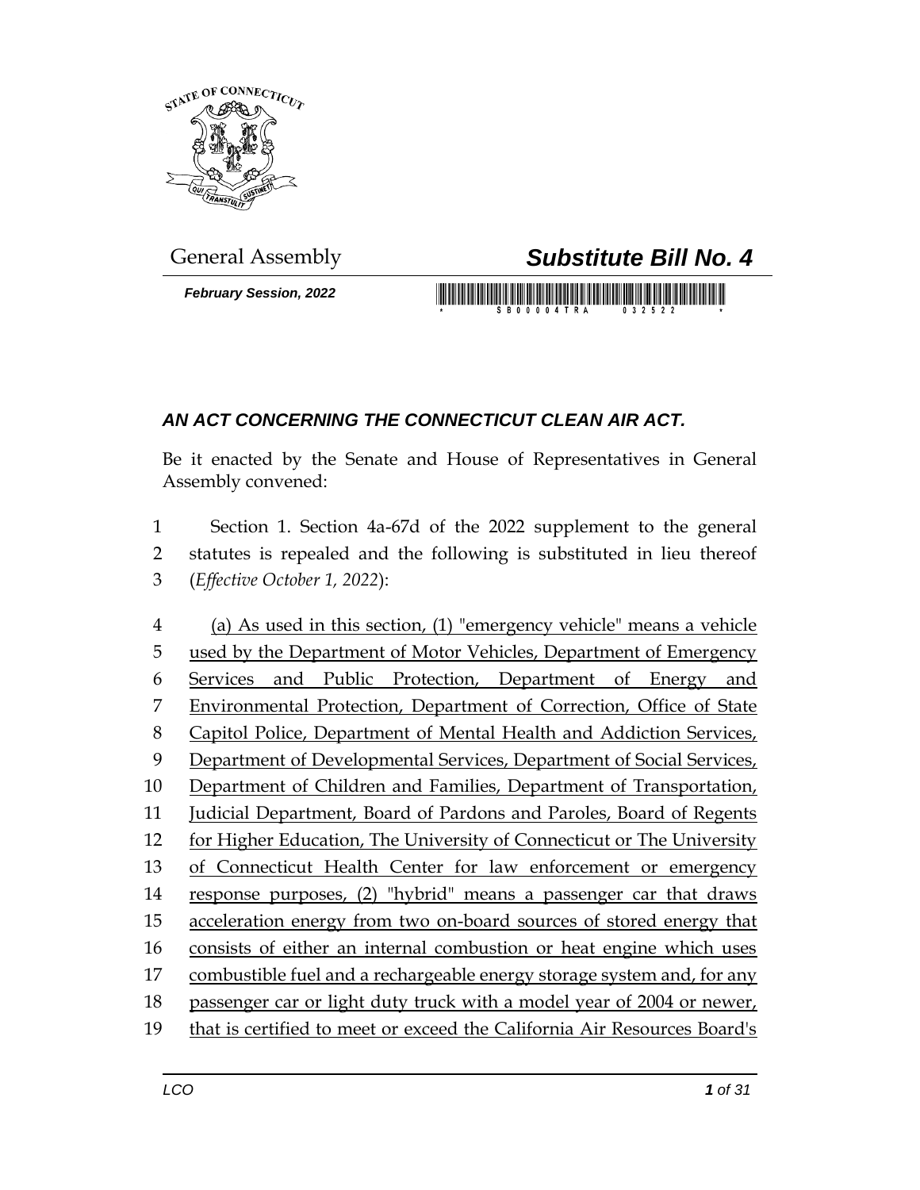General Assembly

# *Substitute Bill No. 4*

***February Session, 2022***

## *AN ACT CONCERNING THE CONNECTICUT CLEAN AIR ACT.*

Be it enacted by the Senate and House of Representatives in General Assembly convened:

1 Section 1. Section 4a-67d of the 2022 supplement to the general
2 statutes is repealed and the following is substituted in lieu thereof
3 (*Effective October 1, 2022*):

4 <u>(a) As used in this section, (1) "emergency vehicle" means a vehicle</u>
5 <u>used by the Department of Motor Vehicles, Department of Emergency</u>
6 <u>Services and Public Protection, Department of Energy and</u>
7 <u>Environmental Protection, Department of Correction, Office of State</u>
8 <u>Capitol Police, Department of Mental Health and Addiction Services,</u>
9 <u>Department of Developmental Services, Department of Social Services,</u>
10 <u>Department of Children and Families, Department of Transportation,</u>
11 <u>Judicial Department, Board of Pardons and Paroles, Board of Regents</u>
12 <u>for Higher Education, The University of Connecticut or The University</u>
13 <u>of Connecticut Health Center for law enforcement or emergency</u>
14 <u>response purposes, (2) "hybrid" means a passenger car that draws</u>
15 <u>acceleration energy from two on-board sources of stored energy that</u>
16 <u>consists of either an internal combustion or heat engine which uses</u>
17 <u>combustible fuel and a rechargeable energy storage system and, for any</u>
18 <u>passenger car or light duty truck with a model year of 2004 or newer,</u>
19 <u>that is certified to meet or exceed the California Air Resources Board's</u>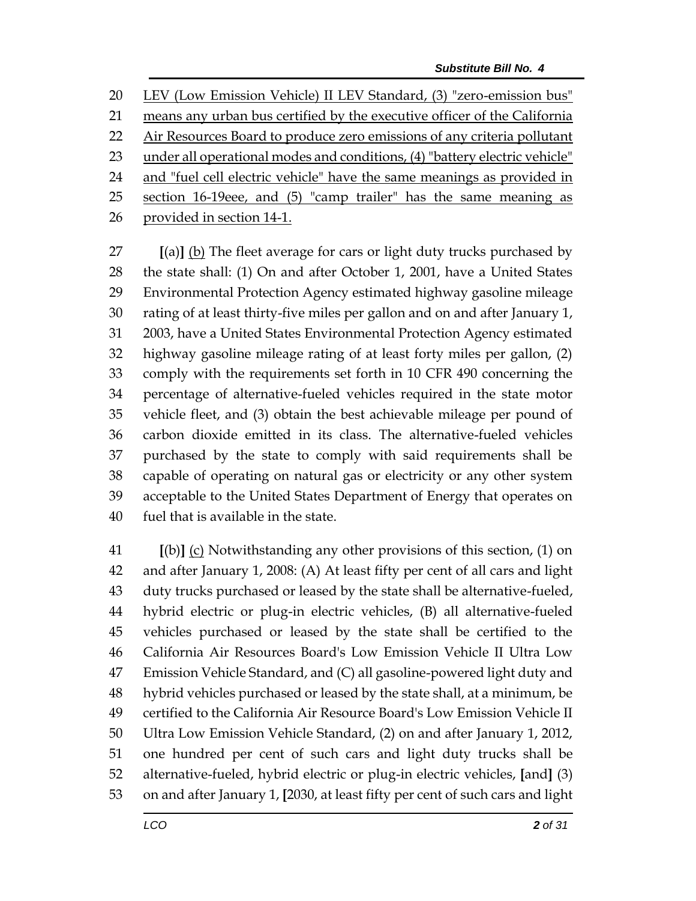LEV (Low Emission Vehicle) II LEV Standard, (3) "zero-emission bus" means any urban bus certified by the executive officer of the California Air Resources Board to produce zero emissions of any criteria pollutant under all operational modes and conditions, (4) "battery electric vehicle" and "fuel cell electric vehicle" have the same meanings as provided in section 16-19eee, and (5) "camp trailer" has the same meaning as provided in section 14-1.

[(a)] (b) The fleet average for cars or light duty trucks purchased by the state shall: (1) On and after October 1, 2001, have a United States Environmental Protection Agency estimated highway gasoline mileage rating of at least thirty-five miles per gallon and on and after January 1, 2003, have a United States Environmental Protection Agency estimated highway gasoline mileage rating of at least forty miles per gallon, (2) comply with the requirements set forth in 10 CFR 490 concerning the percentage of alternative-fueled vehicles required in the state motor vehicle fleet, and (3) obtain the best achievable mileage per pound of carbon dioxide emitted in its class. The alternative-fueled vehicles purchased by the state to comply with said requirements shall be capable of operating on natural gas or electricity or any other system acceptable to the United States Department of Energy that operates on fuel that is available in the state.

[(b)] (c) Notwithstanding any other provisions of this section, (1) on and after January 1, 2008: (A) At least fifty per cent of all cars and light duty trucks purchased or leased by the state shall be alternative-fueled, hybrid electric or plug-in electric vehicles, (B) all alternative-fueled vehicles purchased or leased by the state shall be certified to the California Air Resources Board's Low Emission Vehicle II Ultra Low Emission Vehicle Standard, and (C) all gasoline-powered light duty and hybrid vehicles purchased or leased by the state shall, at a minimum, be certified to the California Air Resource Board's Low Emission Vehicle II Ultra Low Emission Vehicle Standard, (2) on and after January 1, 2012, one hundred per cent of such cars and light duty trucks shall be alternative-fueled, hybrid electric or plug-in electric vehicles, [and] (3) on and after January 1, [2030, at least fifty per cent of such cars and light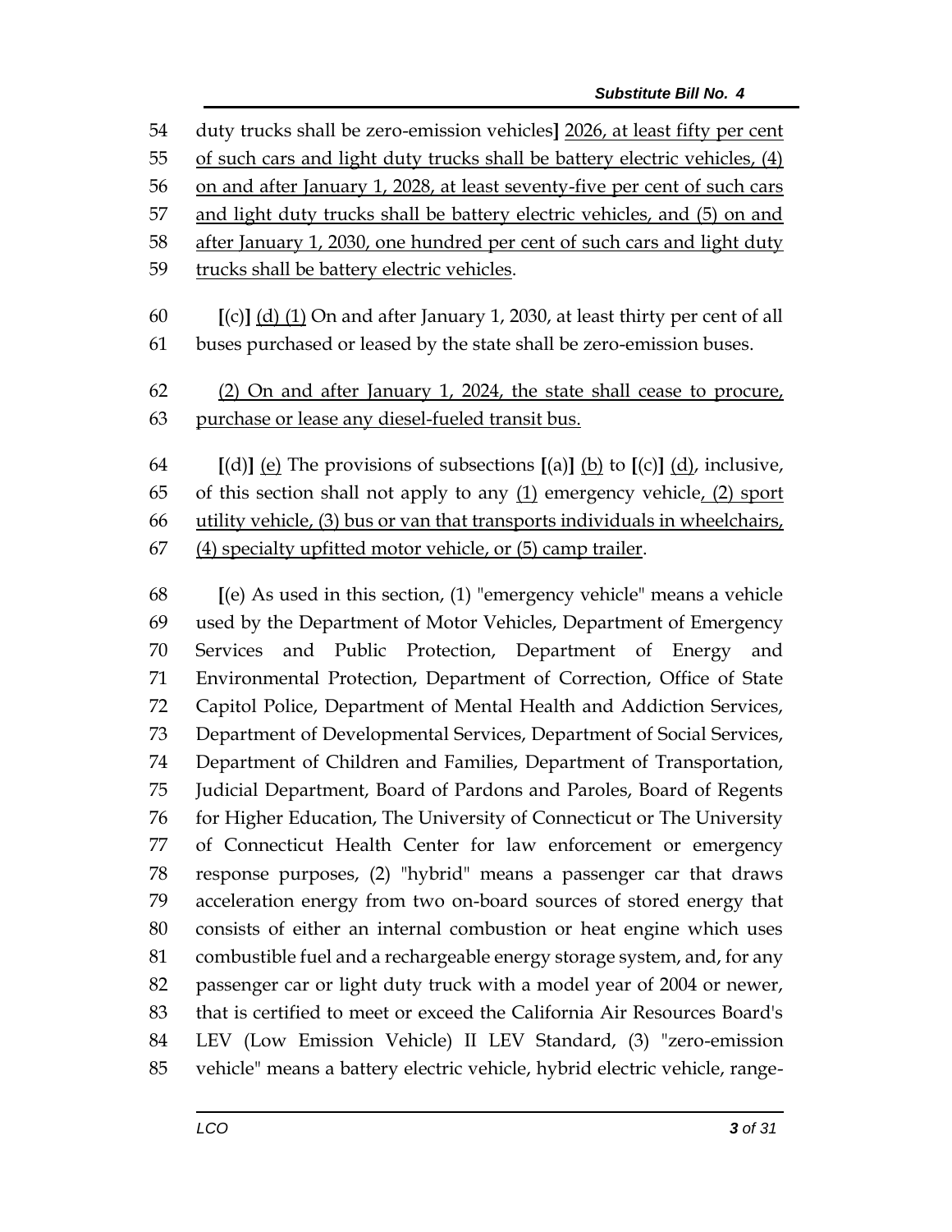54 duty trucks shall be zero-emission vehicles] 2026, at least fifty per cent
55 of such cars and light duty trucks shall be battery electric vehicles, (4)
56 on and after January 1, 2028, at least seventy-five per cent of such cars
57 and light duty trucks shall be battery electric vehicles, and (5) on and
58 after January 1, 2030, one hundred per cent of such cars and light duty
59 trucks shall be battery electric vehicles.

60 [(c)] (d) (1) On and after January 1, 2030, at least thirty per cent of all
61 buses purchased or leased by the state shall be zero-emission buses.

62 (2) On and after January 1, 2024, the state shall cease to procure,
63 purchase or lease any diesel-fueled transit bus.

64 [(d)] (e) The provisions of subsections [(a)] (b) to [(c)] (d), inclusive,
65 of this section shall not apply to any (1) emergency vehicle, (2) sport
66 utility vehicle, (3) bus or van that transports individuals in wheelchairs,
67 (4) specialty upfitted motor vehicle, or (5) camp trailer.

68 [(e) As used in this section, (1) "emergency vehicle" means a vehicle
69 used by the Department of Motor Vehicles, Department of Emergency
70 Services and Public Protection, Department of Energy and
71 Environmental Protection, Department of Correction, Office of State
72 Capitol Police, Department of Mental Health and Addiction Services,
73 Department of Developmental Services, Department of Social Services,
74 Department of Children and Families, Department of Transportation,
75 Judicial Department, Board of Pardons and Paroles, Board of Regents
76 for Higher Education, The University of Connecticut or The University
77 of Connecticut Health Center for law enforcement or emergency
78 response purposes, (2) "hybrid" means a passenger car that draws
79 acceleration energy from two on-board sources of stored energy that
80 consists of either an internal combustion or heat engine which uses
81 combustible fuel and a rechargeable energy storage system, and, for any
82 passenger car or light duty truck with a model year of 2004 or newer,
83 that is certified to meet or exceed the California Air Resources Board's
84 LEV (Low Emission Vehicle) II LEV Standard, (3) "zero-emission
85 vehicle" means a battery electric vehicle, hybrid electric vehicle, range-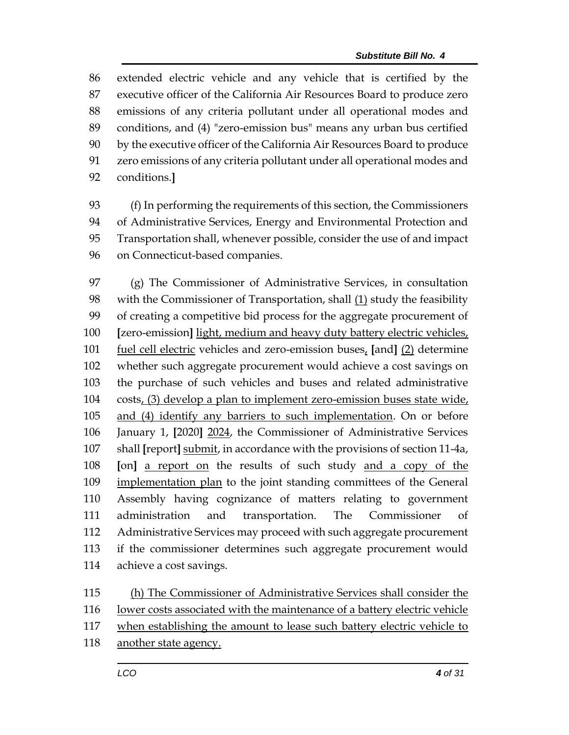86 extended electric vehicle and any vehicle that is certified by the
87 executive officer of the California Air Resources Board to produce zero
88 emissions of any criteria pollutant under all operational modes and
89 conditions, and (4) "zero-emission bus" means any urban bus certified
90 by the executive officer of the California Air Resources Board to produce
91 zero emissions of any criteria pollutant under all operational modes and
92 conditions.]

93 (f) In performing the requirements of this section, the Commissioners
94 of Administrative Services, Energy and Environmental Protection and
95 Transportation shall, whenever possible, consider the use of and impact
96 on Connecticut-based companies.

97 (g) The Commissioner of Administrative Services, in consultation
98 with the Commissioner of Transportation, shall <u>(1)</u> study the feasibility
99 of creating a competitive bid process for the aggregate procurement of
100 [zero-emission] <u>light, medium and heavy duty battery electric vehicles,</u>
101 <u>fuel cell electric</u> vehicles and zero-emission buses<u>,</u> [and] <u>(2)</u> determine
102 whether such aggregate procurement would achieve a cost savings on
103 the purchase of such vehicles and buses and related administrative
104 costs<u>, (3) develop a plan to implement zero-emission buses state wide,</u>
105 <u>and (4) identify any barriers to such implementation</u>. On or before
106 January 1, [2020] <u>2024</u>, the Commissioner of Administrative Services
107 shall [report] <u>submit</u>, in accordance with the provisions of section 11-4a,
108 [on] <u>a report on</u> the results of such study <u>and a copy of the</u>
109 <u>implementation plan</u> to the joint standing committees of the General
110 Assembly having cognizance of matters relating to government
111 administration and transportation. The Commissioner of
112 Administrative Services may proceed with such aggregate procurement
113 if the commissioner determines such aggregate procurement would
114 achieve a cost savings.

115 <u>(h) The Commissioner of Administrative Services shall consider the</u>
116 <u>lower costs associated with the maintenance of a battery electric vehicle</u>
117 <u>when establishing the amount to lease such battery electric vehicle to</u>
118 <u>another state agency.</u>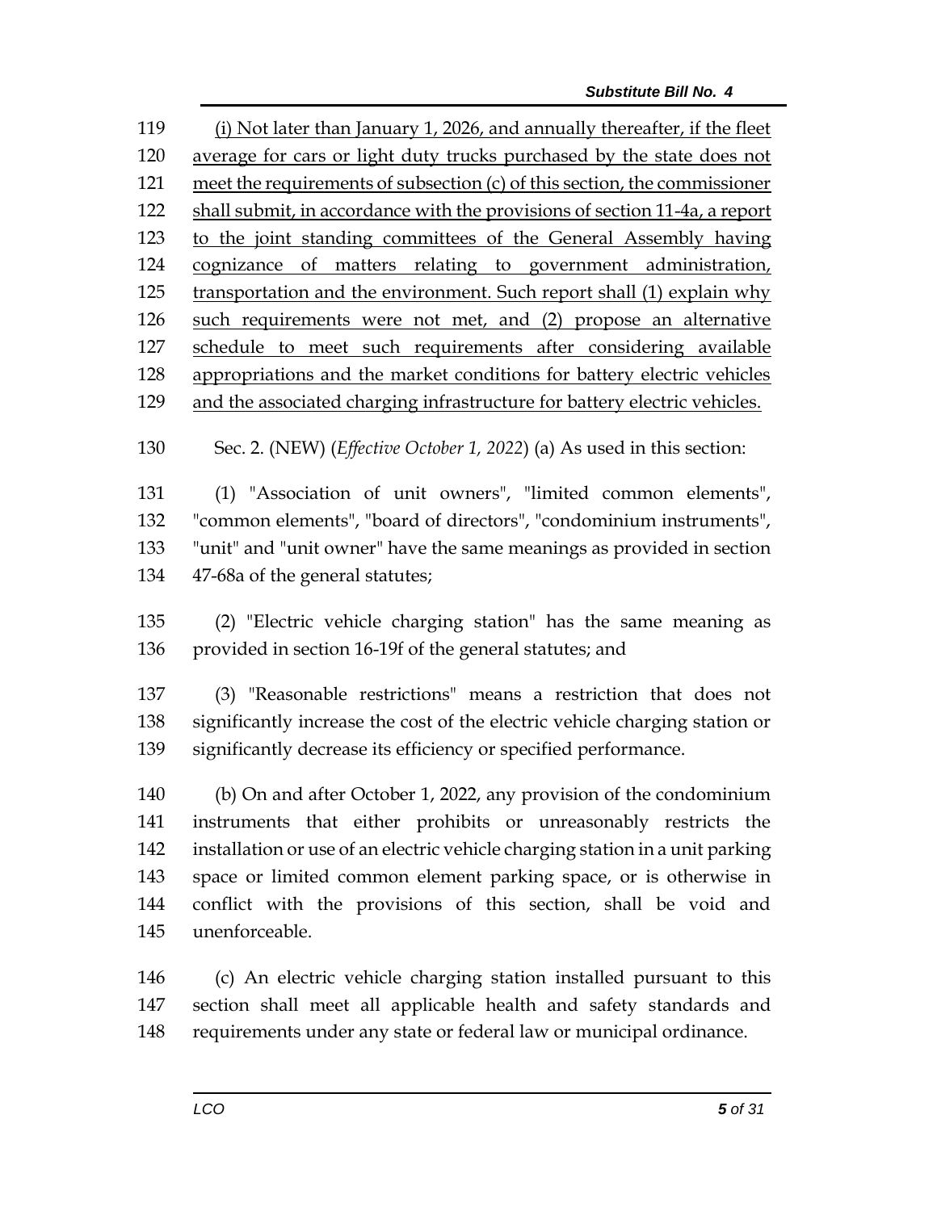(i) Not later than January 1, 2026, and annually thereafter, if the fleet average for cars or light duty trucks purchased by the state does not meet the requirements of subsection (c) of this section, the commissioner shall submit, in accordance with the provisions of section 11-4a, a report to the joint standing committees of the General Assembly having cognizance of matters relating to government administration, transportation and the environment. Such report shall (1) explain why such requirements were not met, and (2) propose an alternative schedule to meet such requirements after considering available appropriations and the market conditions for battery electric vehicles and the associated charging infrastructure for battery electric vehicles.

Sec. 2. (NEW) (*Effective October 1, 2022*) (a) As used in this section:

(1) "Association of unit owners", "limited common elements", "common elements", "board of directors", "condominium instruments", "unit" and "unit owner" have the same meanings as provided in section 47-68a of the general statutes;

(2) "Electric vehicle charging station" has the same meaning as provided in section 16-19f of the general statutes; and

(3) "Reasonable restrictions" means a restriction that does not significantly increase the cost of the electric vehicle charging station or significantly decrease its efficiency or specified performance.

(b) On and after October 1, 2022, any provision of the condominium instruments that either prohibits or unreasonably restricts the installation or use of an electric vehicle charging station in a unit parking space or limited common element parking space, or is otherwise in conflict with the provisions of this section, shall be void and unenforceable.

(c) An electric vehicle charging station installed pursuant to this section shall meet all applicable health and safety standards and requirements under any state or federal law or municipal ordinance.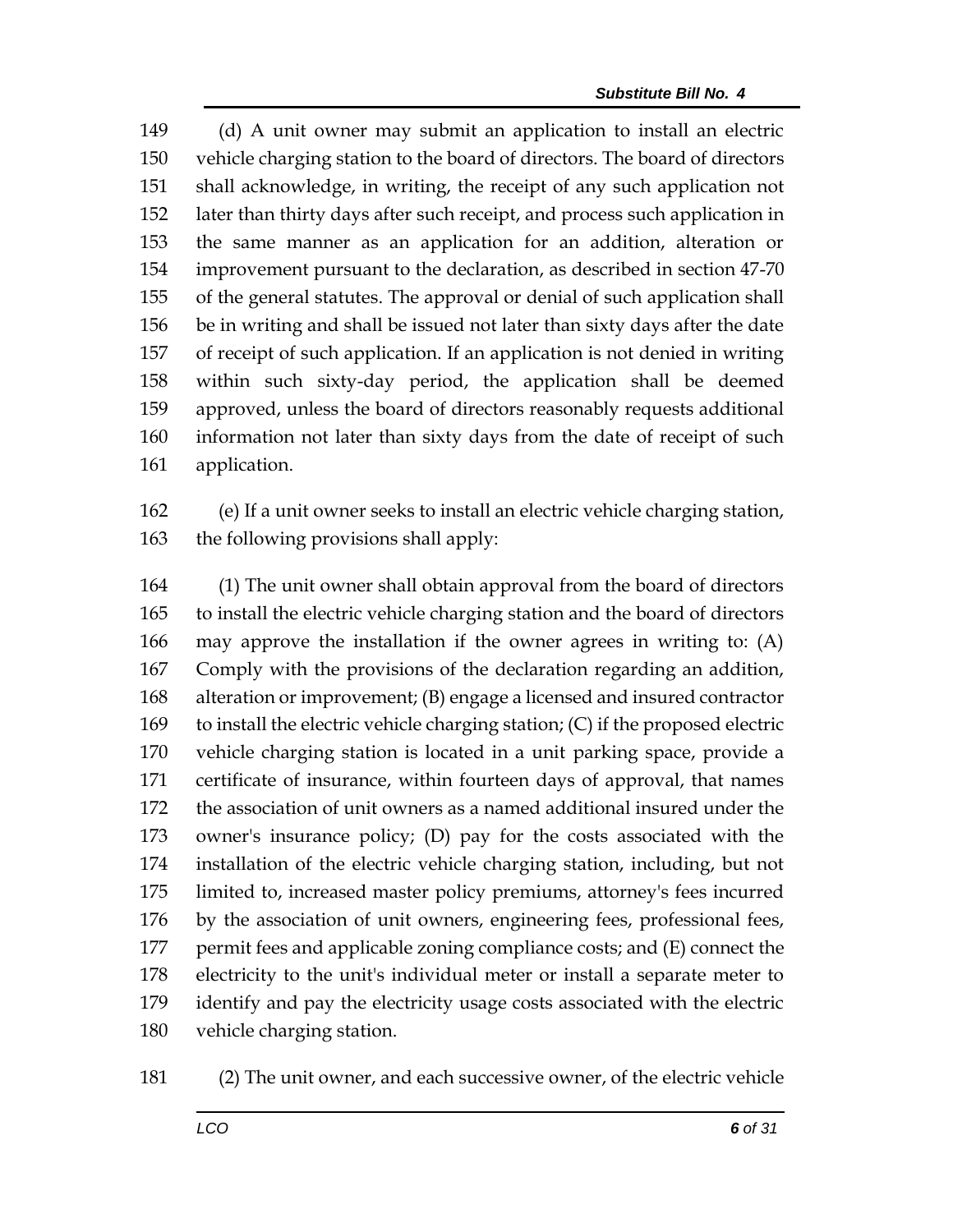(d) A unit owner may submit an application to install an electric vehicle charging station to the board of directors. The board of directors shall acknowledge, in writing, the receipt of any such application not later than thirty days after such receipt, and process such application in the same manner as an application for an addition, alteration or improvement pursuant to the declaration, as described in section 47-70 of the general statutes. The approval or denial of such application shall be in writing and shall be issued not later than sixty days after the date of receipt of such application. If an application is not denied in writing within such sixty-day period, the application shall be deemed approved, unless the board of directors reasonably requests additional information not later than sixty days from the date of receipt of such application.

(e) If a unit owner seeks to install an electric vehicle charging station, the following provisions shall apply:

(1) The unit owner shall obtain approval from the board of directors to install the electric vehicle charging station and the board of directors may approve the installation if the owner agrees in writing to: (A) Comply with the provisions of the declaration regarding an addition, alteration or improvement; (B) engage a licensed and insured contractor to install the electric vehicle charging station; (C) if the proposed electric vehicle charging station is located in a unit parking space, provide a certificate of insurance, within fourteen days of approval, that names the association of unit owners as a named additional insured under the owner's insurance policy; (D) pay for the costs associated with the installation of the electric vehicle charging station, including, but not limited to, increased master policy premiums, attorney's fees incurred by the association of unit owners, engineering fees, professional fees, permit fees and applicable zoning compliance costs; and (E) connect the electricity to the unit's individual meter or install a separate meter to identify and pay the electricity usage costs associated with the electric vehicle charging station.

(2) The unit owner, and each successive owner, of the electric vehicle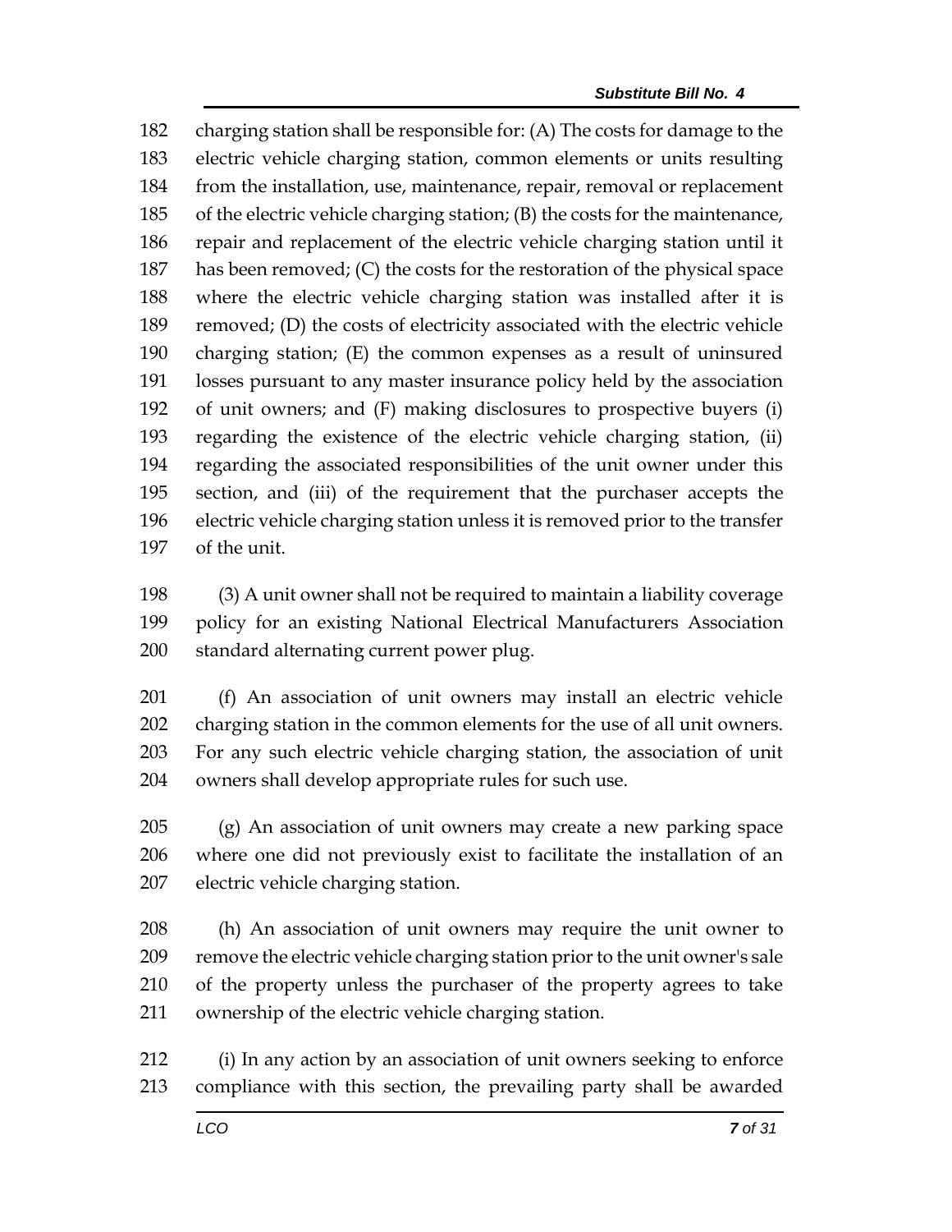charging station shall be responsible for: (A) The costs for damage to the electric vehicle charging station, common elements or units resulting from the installation, use, maintenance, repair, removal or replacement of the electric vehicle charging station; (B) the costs for the maintenance, repair and replacement of the electric vehicle charging station until it has been removed; (C) the costs for the restoration of the physical space where the electric vehicle charging station was installed after it is removed; (D) the costs of electricity associated with the electric vehicle charging station; (E) the common expenses as a result of uninsured losses pursuant to any master insurance policy held by the association of unit owners; and (F) making disclosures to prospective buyers (i) regarding the existence of the electric vehicle charging station, (ii) regarding the associated responsibilities of the unit owner under this section, and (iii) of the requirement that the purchaser accepts the electric vehicle charging station unless it is removed prior to the transfer of the unit.

(3) A unit owner shall not be required to maintain a liability coverage policy for an existing National Electrical Manufacturers Association standard alternating current power plug.

(f) An association of unit owners may install an electric vehicle charging station in the common elements for the use of all unit owners. For any such electric vehicle charging station, the association of unit owners shall develop appropriate rules for such use.

(g) An association of unit owners may create a new parking space where one did not previously exist to facilitate the installation of an electric vehicle charging station.

(h) An association of unit owners may require the unit owner to remove the electric vehicle charging station prior to the unit owner's sale of the property unless the purchaser of the property agrees to take ownership of the electric vehicle charging station.

(i) In any action by an association of unit owners seeking to enforce compliance with this section, the prevailing party shall be awarded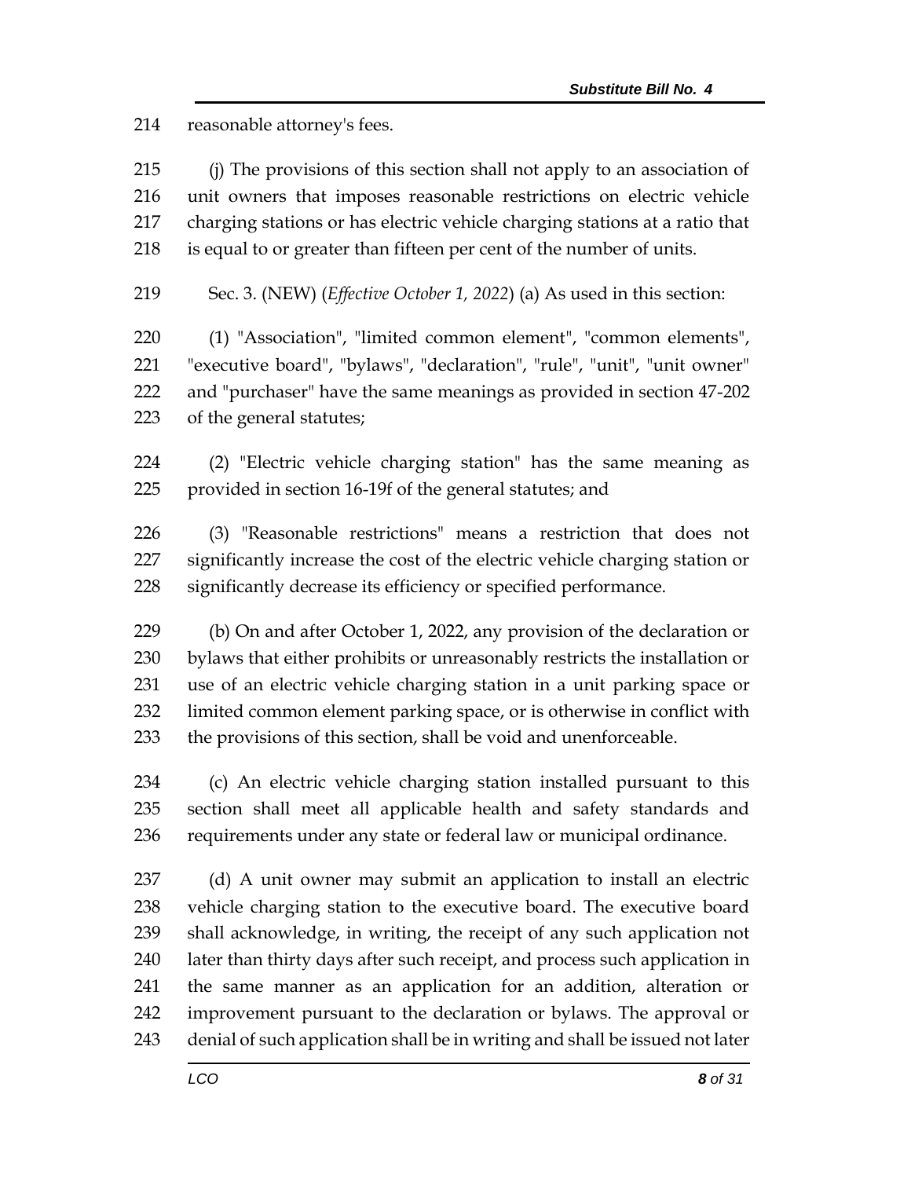reasonable attorney's fees.

(j) The provisions of this section shall not apply to an association of unit owners that imposes reasonable restrictions on electric vehicle charging stations or has electric vehicle charging stations at a ratio that is equal to or greater than fifteen per cent of the number of units.

Sec. 3. (NEW) (*Effective October 1, 2022*) (a) As used in this section:

(1) "Association", "limited common element", "common elements", "executive board", "bylaws", "declaration", "rule", "unit", "unit owner" and "purchaser" have the same meanings as provided in section 47-202 of the general statutes;

(2) "Electric vehicle charging station" has the same meaning as provided in section 16-19f of the general statutes; and

(3) "Reasonable restrictions" means a restriction that does not significantly increase the cost of the electric vehicle charging station or significantly decrease its efficiency or specified performance.

(b) On and after October 1, 2022, any provision of the declaration or bylaws that either prohibits or unreasonably restricts the installation or use of an electric vehicle charging station in a unit parking space or limited common element parking space, or is otherwise in conflict with the provisions of this section, shall be void and unenforceable.

(c) An electric vehicle charging station installed pursuant to this section shall meet all applicable health and safety standards and requirements under any state or federal law or municipal ordinance.

(d) A unit owner may submit an application to install an electric vehicle charging station to the executive board. The executive board shall acknowledge, in writing, the receipt of any such application not later than thirty days after such receipt, and process such application in the same manner as an application for an addition, alteration or improvement pursuant to the declaration or bylaws. The approval or denial of such application shall be in writing and shall be issued not later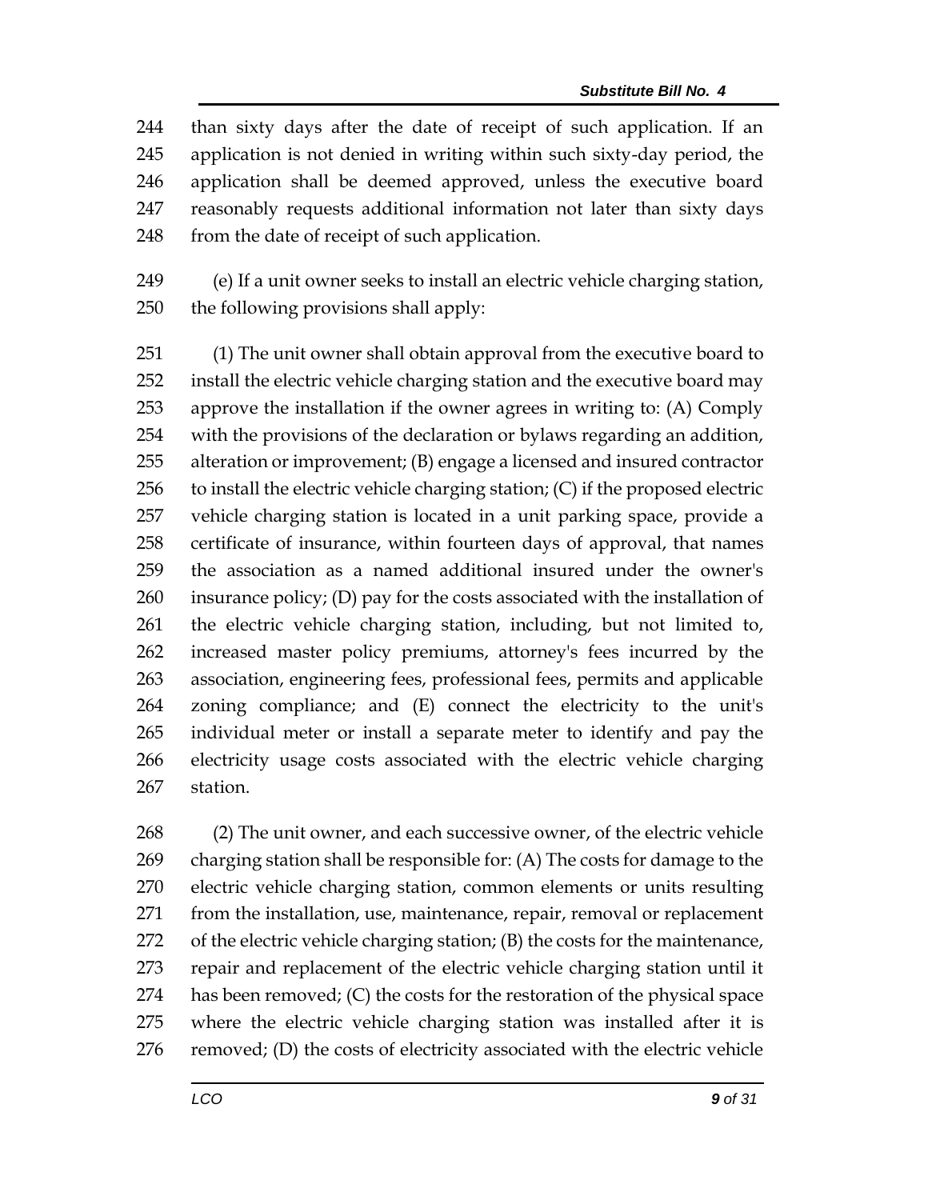than sixty days after the date of receipt of such application. If an application is not denied in writing within such sixty-day period, the application shall be deemed approved, unless the executive board reasonably requests additional information not later than sixty days from the date of receipt of such application.

(e) If a unit owner seeks to install an electric vehicle charging station, the following provisions shall apply:

(1) The unit owner shall obtain approval from the executive board to install the electric vehicle charging station and the executive board may approve the installation if the owner agrees in writing to: (A) Comply with the provisions of the declaration or bylaws regarding an addition, alteration or improvement; (B) engage a licensed and insured contractor to install the electric vehicle charging station; (C) if the proposed electric vehicle charging station is located in a unit parking space, provide a certificate of insurance, within fourteen days of approval, that names the association as a named additional insured under the owner's insurance policy; (D) pay for the costs associated with the installation of the electric vehicle charging station, including, but not limited to, increased master policy premiums, attorney's fees incurred by the association, engineering fees, professional fees, permits and applicable zoning compliance; and (E) connect the electricity to the unit's individual meter or install a separate meter to identify and pay the electricity usage costs associated with the electric vehicle charging station.

(2) The unit owner, and each successive owner, of the electric vehicle charging station shall be responsible for: (A) The costs for damage to the electric vehicle charging station, common elements or units resulting from the installation, use, maintenance, repair, removal or replacement of the electric vehicle charging station; (B) the costs for the maintenance, repair and replacement of the electric vehicle charging station until it has been removed; (C) the costs for the restoration of the physical space where the electric vehicle charging station was installed after it is removed; (D) the costs of electricity associated with the electric vehicle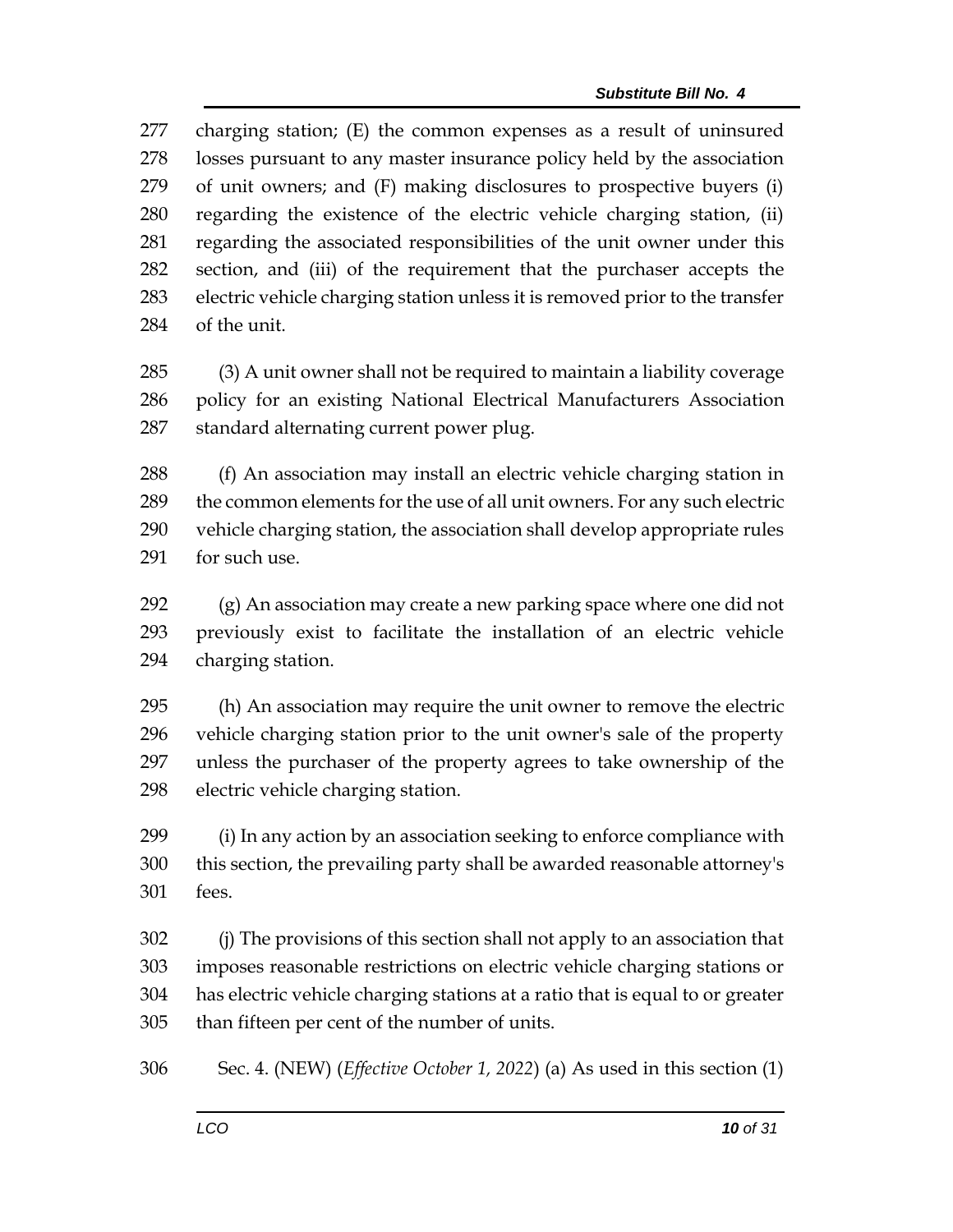charging station; (E) the common expenses as a result of uninsured losses pursuant to any master insurance policy held by the association of unit owners; and (F) making disclosures to prospective buyers (i) regarding the existence of the electric vehicle charging station, (ii) regarding the associated responsibilities of the unit owner under this section, and (iii) of the requirement that the purchaser accepts the electric vehicle charging station unless it is removed prior to the transfer of the unit.

(3) A unit owner shall not be required to maintain a liability coverage policy for an existing National Electrical Manufacturers Association standard alternating current power plug.

(f) An association may install an electric vehicle charging station in the common elements for the use of all unit owners. For any such electric vehicle charging station, the association shall develop appropriate rules for such use.

(g) An association may create a new parking space where one did not previously exist to facilitate the installation of an electric vehicle charging station.

(h) An association may require the unit owner to remove the electric vehicle charging station prior to the unit owner's sale of the property unless the purchaser of the property agrees to take ownership of the electric vehicle charging station.

(i) In any action by an association seeking to enforce compliance with this section, the prevailing party shall be awarded reasonable attorney's fees.

(j) The provisions of this section shall not apply to an association that imposes reasonable restrictions on electric vehicle charging stations or has electric vehicle charging stations at a ratio that is equal to or greater than fifteen per cent of the number of units.

Sec. 4. (NEW) (*Effective October 1, 2022*) (a) As used in this section (1)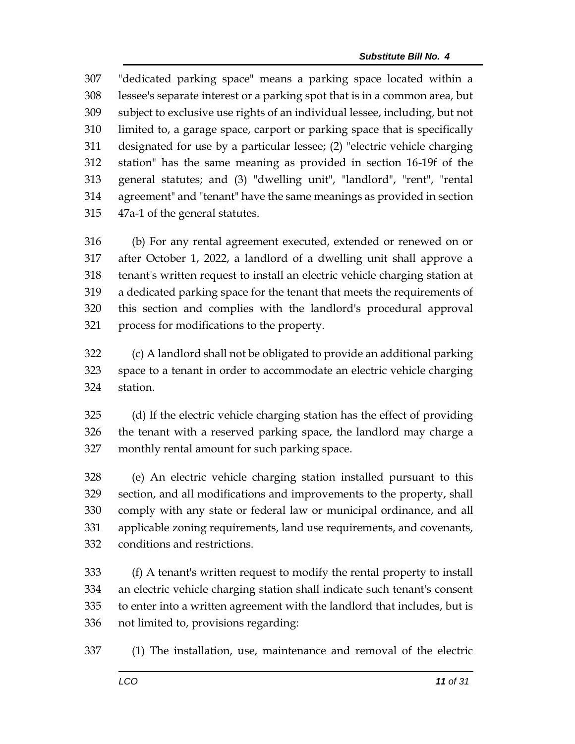"dedicated parking space" means a parking space located within a lessee's separate interest or a parking spot that is in a common area, but subject to exclusive use rights of an individual lessee, including, but not limited to, a garage space, carport or parking space that is specifically designated for use by a particular lessee; (2) "electric vehicle charging station" has the same meaning as provided in section 16-19f of the general statutes; and (3) "dwelling unit", "landlord", "rent", "rental agreement" and "tenant" have the same meanings as provided in section 47a-1 of the general statutes.

(b) For any rental agreement executed, extended or renewed on or after October 1, 2022, a landlord of a dwelling unit shall approve a tenant's written request to install an electric vehicle charging station at a dedicated parking space for the tenant that meets the requirements of this section and complies with the landlord's procedural approval process for modifications to the property.

(c) A landlord shall not be obligated to provide an additional parking space to a tenant in order to accommodate an electric vehicle charging station.

(d) If the electric vehicle charging station has the effect of providing the tenant with a reserved parking space, the landlord may charge a monthly rental amount for such parking space.

(e) An electric vehicle charging station installed pursuant to this section, and all modifications and improvements to the property, shall comply with any state or federal law or municipal ordinance, and all applicable zoning requirements, land use requirements, and covenants, conditions and restrictions.

(f) A tenant's written request to modify the rental property to install an electric vehicle charging station shall indicate such tenant's consent to enter into a written agreement with the landlord that includes, but is not limited to, provisions regarding:

(1) The installation, use, maintenance and removal of the electric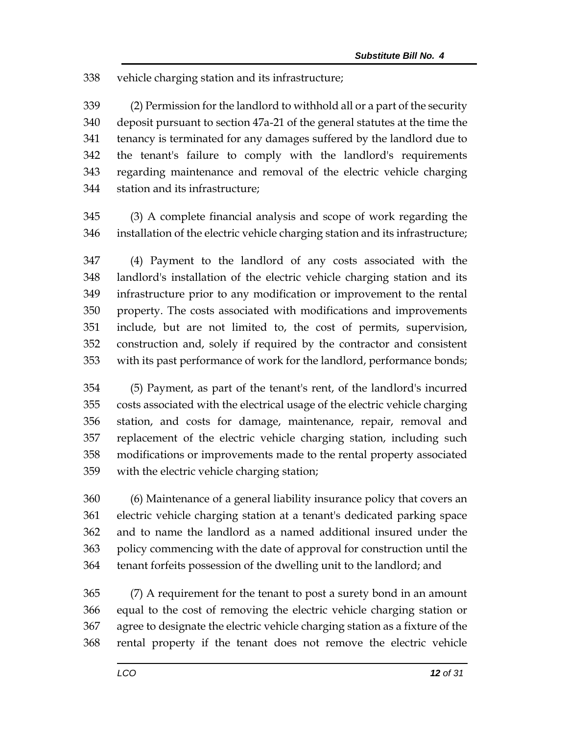vehicle charging station and its infrastructure;

(2) Permission for the landlord to withhold all or a part of the security deposit pursuant to section 47a-21 of the general statutes at the time the tenancy is terminated for any damages suffered by the landlord due to the tenant's failure to comply with the landlord's requirements regarding maintenance and removal of the electric vehicle charging station and its infrastructure;

(3) A complete financial analysis and scope of work regarding the installation of the electric vehicle charging station and its infrastructure;

(4) Payment to the landlord of any costs associated with the landlord's installation of the electric vehicle charging station and its infrastructure prior to any modification or improvement to the rental property. The costs associated with modifications and improvements include, but are not limited to, the cost of permits, supervision, construction and, solely if required by the contractor and consistent with its past performance of work for the landlord, performance bonds;

(5) Payment, as part of the tenant's rent, of the landlord's incurred costs associated with the electrical usage of the electric vehicle charging station, and costs for damage, maintenance, repair, removal and replacement of the electric vehicle charging station, including such modifications or improvements made to the rental property associated with the electric vehicle charging station;

(6) Maintenance of a general liability insurance policy that covers an electric vehicle charging station at a tenant's dedicated parking space and to name the landlord as a named additional insured under the policy commencing with the date of approval for construction until the tenant forfeits possession of the dwelling unit to the landlord; and

(7) A requirement for the tenant to post a surety bond in an amount equal to the cost of removing the electric vehicle charging station or agree to designate the electric vehicle charging station as a fixture of the rental property if the tenant does not remove the electric vehicle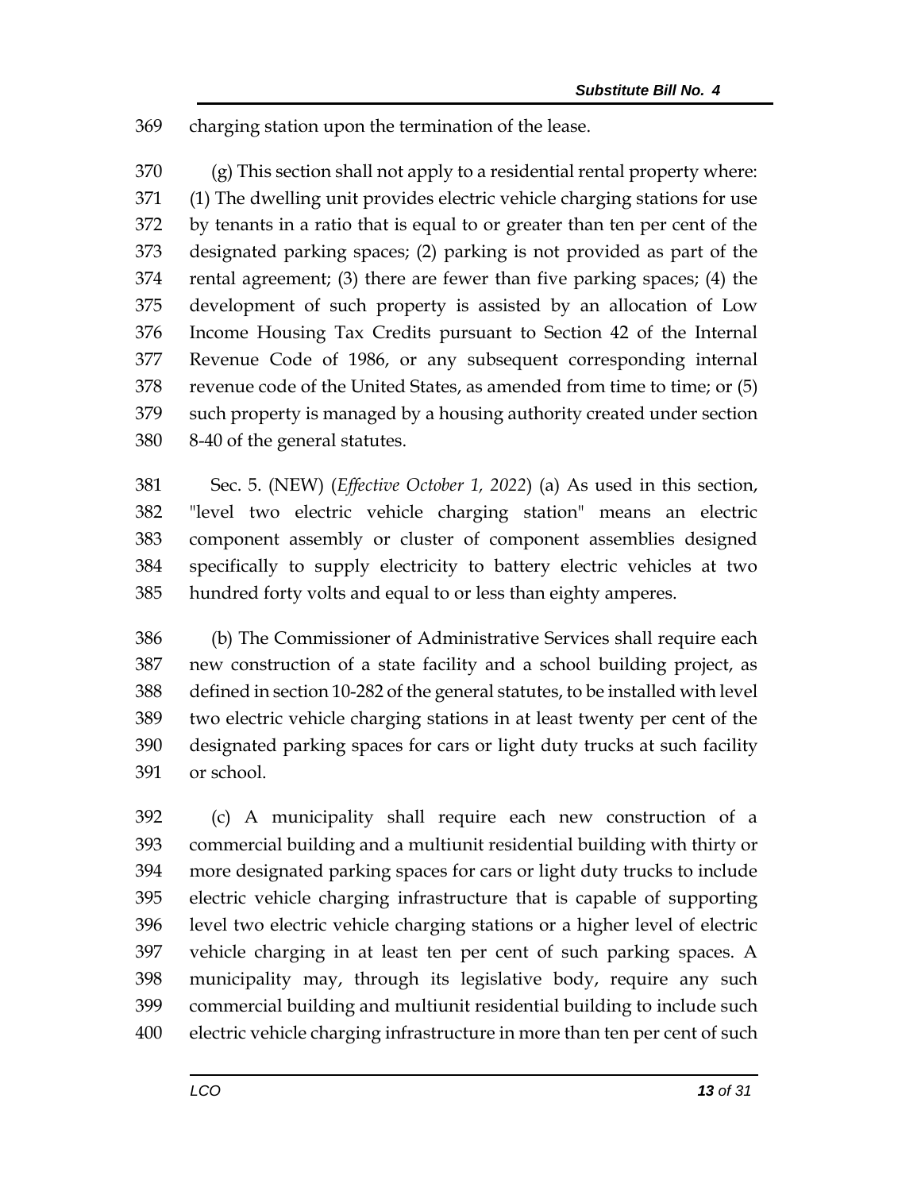charging station upon the termination of the lease.

(g) This section shall not apply to a residential rental property where: (1) The dwelling unit provides electric vehicle charging stations for use by tenants in a ratio that is equal to or greater than ten per cent of the designated parking spaces; (2) parking is not provided as part of the rental agreement; (3) there are fewer than five parking spaces; (4) the development of such property is assisted by an allocation of Low Income Housing Tax Credits pursuant to Section 42 of the Internal Revenue Code of 1986, or any subsequent corresponding internal revenue code of the United States, as amended from time to time; or (5) such property is managed by a housing authority created under section 8-40 of the general statutes.

Sec. 5. (NEW) (*Effective October 1, 2022*) (a) As used in this section, "level two electric vehicle charging station" means an electric component assembly or cluster of component assemblies designed specifically to supply electricity to battery electric vehicles at two hundred forty volts and equal to or less than eighty amperes.

(b) The Commissioner of Administrative Services shall require each new construction of a state facility and a school building project, as defined in section 10-282 of the general statutes, to be installed with level two electric vehicle charging stations in at least twenty per cent of the designated parking spaces for cars or light duty trucks at such facility or school.

(c) A municipality shall require each new construction of a commercial building and a multiunit residential building with thirty or more designated parking spaces for cars or light duty trucks to include electric vehicle charging infrastructure that is capable of supporting level two electric vehicle charging stations or a higher level of electric vehicle charging in at least ten per cent of such parking spaces. A municipality may, through its legislative body, require any such commercial building and multiunit residential building to include such electric vehicle charging infrastructure in more than ten per cent of such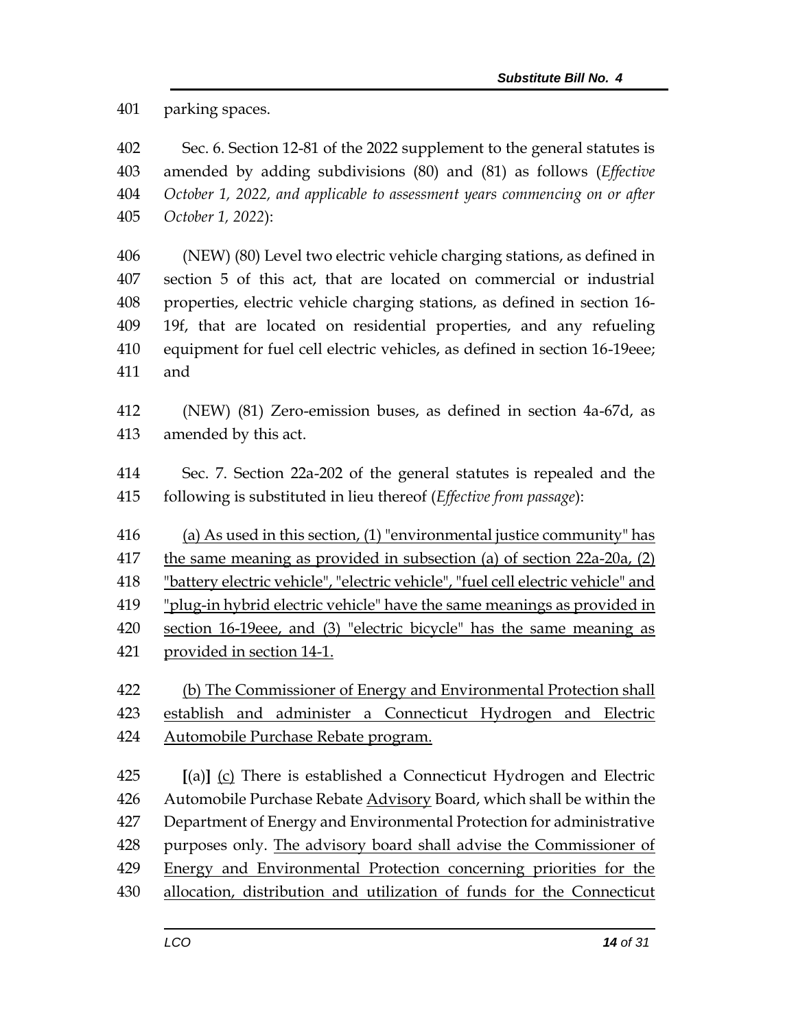parking spaces.

Sec. 6. Section 12-81 of the 2022 supplement to the general statutes is amended by adding subdivisions (80) and (81) as follows (*Effective October 1, 2022, and applicable to assessment years commencing on or after October 1, 2022*):

(NEW) (80) Level two electric vehicle charging stations, as defined in section 5 of this act, that are located on commercial or industrial properties, electric vehicle charging stations, as defined in section 16-19f, that are located on residential properties, and any refueling equipment for fuel cell electric vehicles, as defined in section 16-19eee; and

(NEW) (81) Zero-emission buses, as defined in section 4a-67d, as amended by this act.

Sec. 7. Section 22a-202 of the general statutes is repealed and the following is substituted in lieu thereof (*Effective from passage*):

<u>(a) As used in this section, (1) "environmental justice community" has the same meaning as provided in subsection (a) of section 22a-20a, (2) "battery electric vehicle", "electric vehicle", "fuel cell electric vehicle" and "plug-in hybrid electric vehicle" have the same meanings as provided in section 16-19eee, and (3) "electric bicycle" has the same meaning as provided in section 14-1.</u>

<u>(b) The Commissioner of Energy and Environmental Protection shall establish and administer a Connecticut Hydrogen and Electric Automobile Purchase Rebate program.</u>

**[**(a)**]** <u>(c)</u> There is established a Connecticut Hydrogen and Electric Automobile Purchase Rebate <u>Advisory</u> Board, which shall be within the Department of Energy and Environmental Protection for administrative purposes only. <u>The advisory board shall advise the Commissioner of Energy and Environmental Protection concerning priorities for the allocation, distribution and utilization of funds for the Connecticut</u>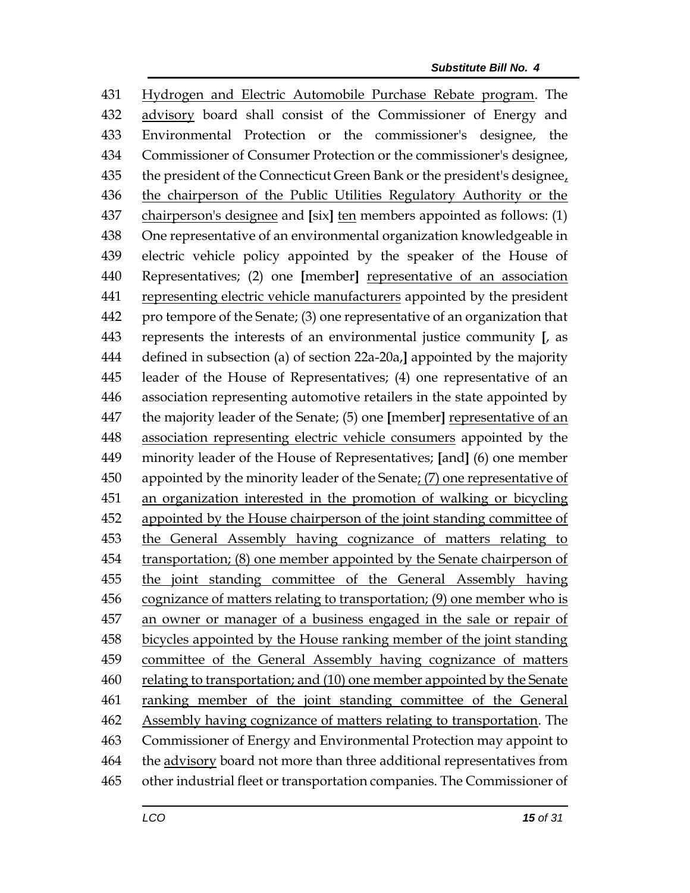Hydrogen and Electric Automobile Purchase Rebate program. The advisory board shall consist of the Commissioner of Energy and Environmental Protection or the commissioner's designee, the Commissioner of Consumer Protection or the commissioner's designee, the president of the Connecticut Green Bank or the president's designee, the chairperson of the Public Utilities Regulatory Authority or the chairperson's designee and [six] ten members appointed as follows: (1) One representative of an environmental organization knowledgeable in electric vehicle policy appointed by the speaker of the House of Representatives; (2) one [member] representative of an association representing electric vehicle manufacturers appointed by the president pro tempore of the Senate; (3) one representative of an organization that represents the interests of an environmental justice community [, as defined in subsection (a) of section 22a-20a,] appointed by the majority leader of the House of Representatives; (4) one representative of an association representing automotive retailers in the state appointed by the majority leader of the Senate; (5) one [member] representative of an association representing electric vehicle consumers appointed by the minority leader of the House of Representatives; [and] (6) one member appointed by the minority leader of the Senate; (7) one representative of an organization interested in the promotion of walking or bicycling appointed by the House chairperson of the joint standing committee of the General Assembly having cognizance of matters relating to transportation; (8) one member appointed by the Senate chairperson of the joint standing committee of the General Assembly having cognizance of matters relating to transportation; (9) one member who is an owner or manager of a business engaged in the sale or repair of bicycles appointed by the House ranking member of the joint standing committee of the General Assembly having cognizance of matters relating to transportation; and (10) one member appointed by the Senate ranking member of the joint standing committee of the General Assembly having cognizance of matters relating to transportation. The Commissioner of Energy and Environmental Protection may appoint to the advisory board not more than three additional representatives from other industrial fleet or transportation companies. The Commissioner of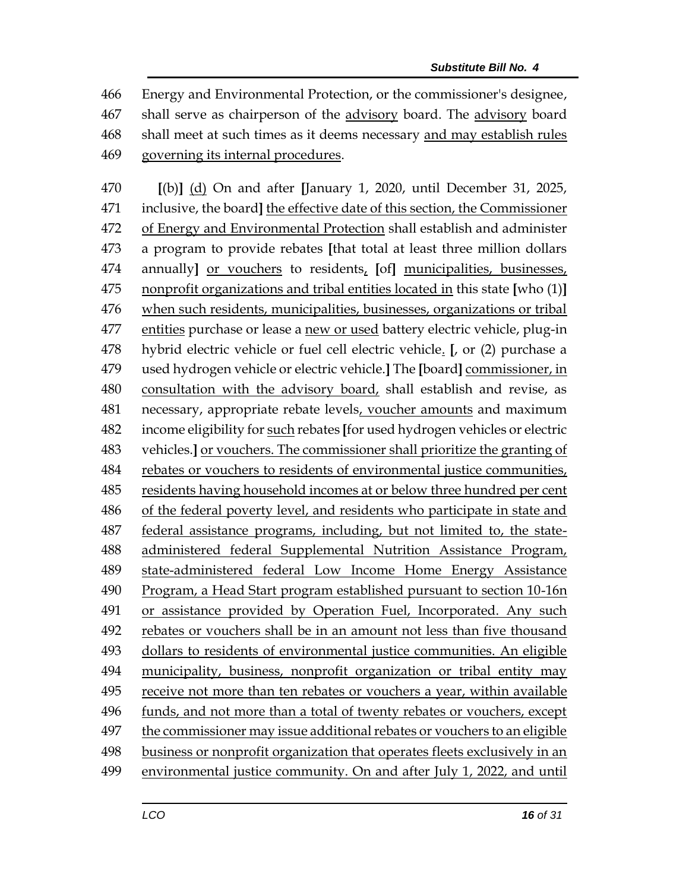466 Energy and Environmental Protection, or the commissioner's designee,
467 shall serve as chairperson of the <u>advisory</u> board. The <u>advisory</u> board
468 shall meet at such times as it deems necessary <u>and may establish rules</u>
469 <u>governing its internal procedures</u>.

470 **[**(b)**]** <u>(d)</u> On and after **[**January 1, 2020, until December 31, 2025,
471 inclusive, the board**]** <u>the effective date of this section, the Commissioner</u>
472 <u>of Energy and Environmental Protection</u> shall establish and administer
473 a program to provide rebates **[**that total at least three million dollars
474 annually**]** <u>or vouchers</u> to residents<u>,</u> **[**of**]** <u>municipalities, businesses,</u>
475 <u>nonprofit organizations and tribal entities located in</u> this state **[**who (1)**]**
476 <u>when such residents, municipalities, businesses, organizations or tribal</u>
477 <u>entities</u> purchase or lease a <u>new or used</u> battery electric vehicle, plug-in
478 hybrid electric vehicle or fuel cell electric vehicle<u>.</u> **[**, or (2) purchase a
479 used hydrogen vehicle or electric vehicle.**]** The **[**board**]** <u>commissioner, in</u>
480 <u>consultation with the advisory board,</u> shall establish and revise, as
481 necessary, appropriate rebate levels<u>, voucher amounts</u> and maximum
482 income eligibility for <u>such</u> rebates **[**for used hydrogen vehicles or electric
483 vehicles.**]** <u>or vouchers. The commissioner shall prioritize the granting of</u>
484 <u>rebates or vouchers to residents of environmental justice communities,</u>
485 <u>residents having household incomes at or below three hundred per cent</u>
486 <u>of the federal poverty level, and residents who participate in state and</u>
487 <u>federal assistance programs, including, but not limited to, the state-</u>
488 <u>administered federal Supplemental Nutrition Assistance Program,</u>
489 <u>state-administered federal Low Income Home Energy Assistance</u>
490 <u>Program, a Head Start program established pursuant to section 10-16n</u>
491 <u>or assistance provided by Operation Fuel, Incorporated. Any such</u>
492 <u>rebates or vouchers shall be in an amount not less than five thousand</u>
493 <u>dollars to residents of environmental justice communities. An eligible</u>
494 <u>municipality, business, nonprofit organization or tribal entity may</u>
495 <u>receive not more than ten rebates or vouchers a year, within available</u>
496 <u>funds, and not more than a total of twenty rebates or vouchers, except</u>
497 <u>the commissioner may issue additional rebates or vouchers to an eligible</u>
498 <u>business or nonprofit organization that operates fleets exclusively in an</u>
499 <u>environmental justice community. On and after July 1, 2022, and until</u>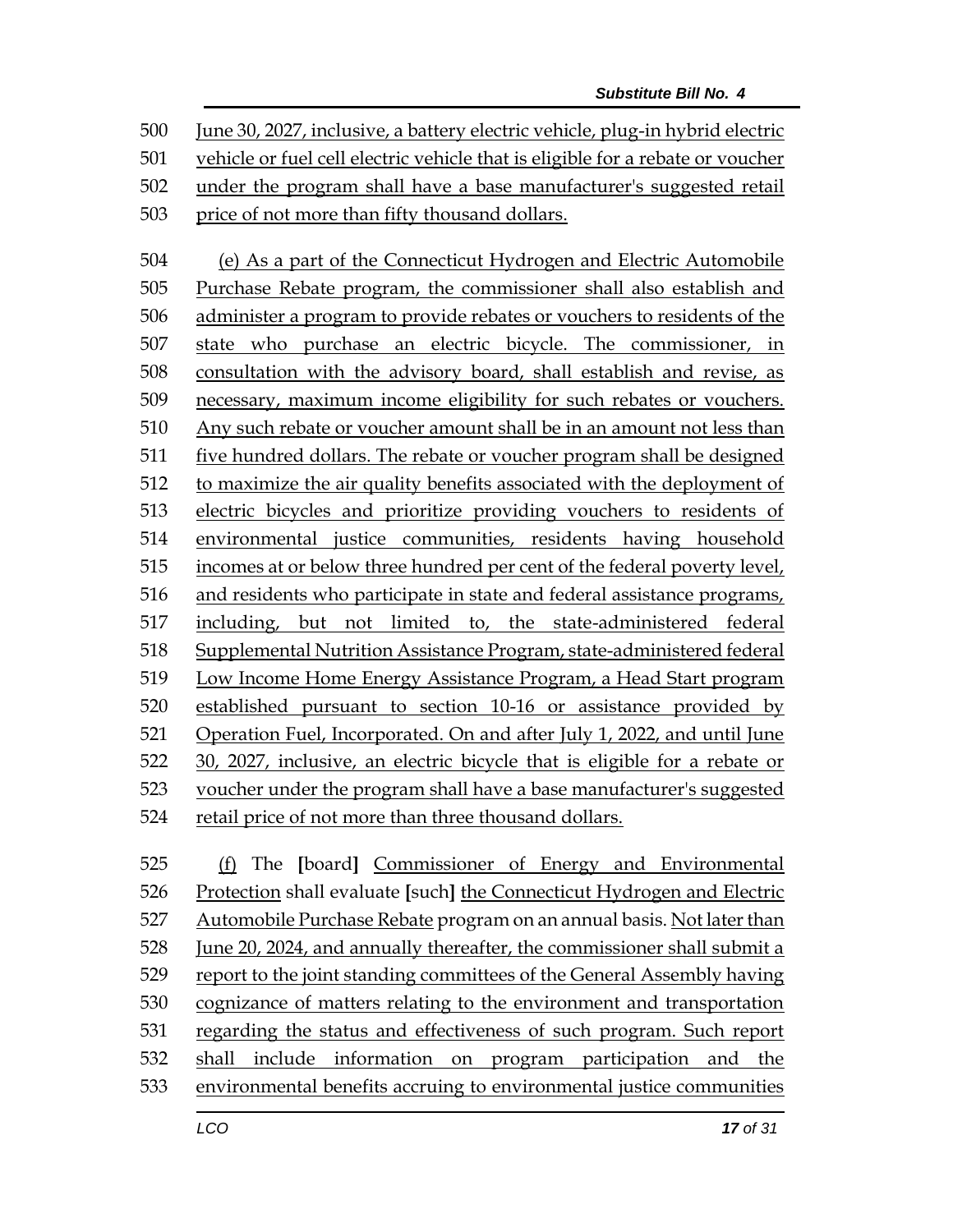June 30, 2027, inclusive, a battery electric vehicle, plug-in hybrid electric vehicle or fuel cell electric vehicle that is eligible for a rebate or voucher under the program shall have a base manufacturer's suggested retail price of not more than fifty thousand dollars.

(e) As a part of the Connecticut Hydrogen and Electric Automobile Purchase Rebate program, the commissioner shall also establish and administer a program to provide rebates or vouchers to residents of the state who purchase an electric bicycle. The commissioner, in consultation with the advisory board, shall establish and revise, as necessary, maximum income eligibility for such rebates or vouchers. Any such rebate or voucher amount shall be in an amount not less than five hundred dollars. The rebate or voucher program shall be designed to maximize the air quality benefits associated with the deployment of electric bicycles and prioritize providing vouchers to residents of environmental justice communities, residents having household incomes at or below three hundred per cent of the federal poverty level, and residents who participate in state and federal assistance programs, including, but not limited to, the state-administered federal Supplemental Nutrition Assistance Program, state-administered federal Low Income Home Energy Assistance Program, a Head Start program established pursuant to section 10-16 or assistance provided by Operation Fuel, Incorporated. On and after July 1, 2022, and until June 30, 2027, inclusive, an electric bicycle that is eligible for a rebate or voucher under the program shall have a base manufacturer's suggested retail price of not more than three thousand dollars.

(f) The [board] Commissioner of Energy and Environmental Protection shall evaluate [such] the Connecticut Hydrogen and Electric Automobile Purchase Rebate program on an annual basis. Not later than June 20, 2024, and annually thereafter, the commissioner shall submit a report to the joint standing committees of the General Assembly having cognizance of matters relating to the environment and transportation regarding the status and effectiveness of such program. Such report shall include information on program participation and the environmental benefits accruing to environmental justice communities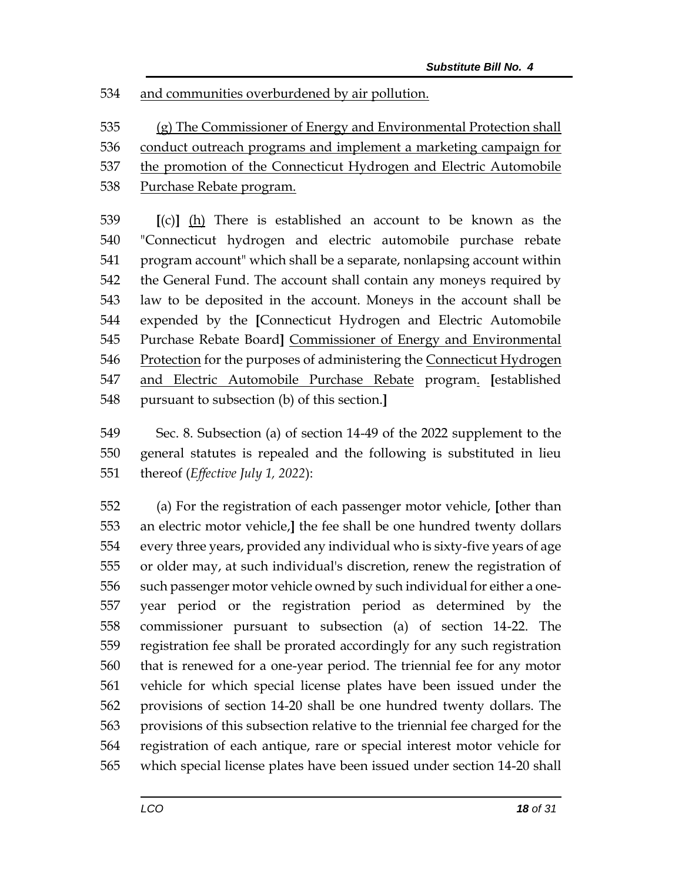534 and communities overburdened by air pollution.

535 (g) The Commissioner of Energy and Environmental Protection shall
536 conduct outreach programs and implement a marketing campaign for
537 the promotion of the Connecticut Hydrogen and Electric Automobile
538 Purchase Rebate program.

539 [(c)] (h) There is established an account to be known as the
540 "Connecticut hydrogen and electric automobile purchase rebate
541 program account" which shall be a separate, nonlapsing account within
542 the General Fund. The account shall contain any moneys required by
543 law to be deposited in the account. Moneys in the account shall be
544 expended by the [Connecticut Hydrogen and Electric Automobile
545 Purchase Rebate Board] Commissioner of Energy and Environmental
546 Protection for the purposes of administering the Connecticut Hydrogen
547 and Electric Automobile Purchase Rebate program. [established
548 pursuant to subsection (b) of this section.]

549 Sec. 8. Subsection (a) of section 14-49 of the 2022 supplement to the
550 general statutes is repealed and the following is substituted in lieu
551 thereof (*Effective July 1, 2022*):

552 (a) For the registration of each passenger motor vehicle, [other than
553 an electric motor vehicle,] the fee shall be one hundred twenty dollars
554 every three years, provided any individual who is sixty-five years of age
555 or older may, at such individual's discretion, renew the registration of
556 such passenger motor vehicle owned by such individual for either a one-
557 year period or the registration period as determined by the
558 commissioner pursuant to subsection (a) of section 14-22. The
559 registration fee shall be prorated accordingly for any such registration
560 that is renewed for a one-year period. The triennial fee for any motor
561 vehicle for which special license plates have been issued under the
562 provisions of section 14-20 shall be one hundred twenty dollars. The
563 provisions of this subsection relative to the triennial fee charged for the
564 registration of each antique, rare or special interest motor vehicle for
565 which special license plates have been issued under section 14-20 shall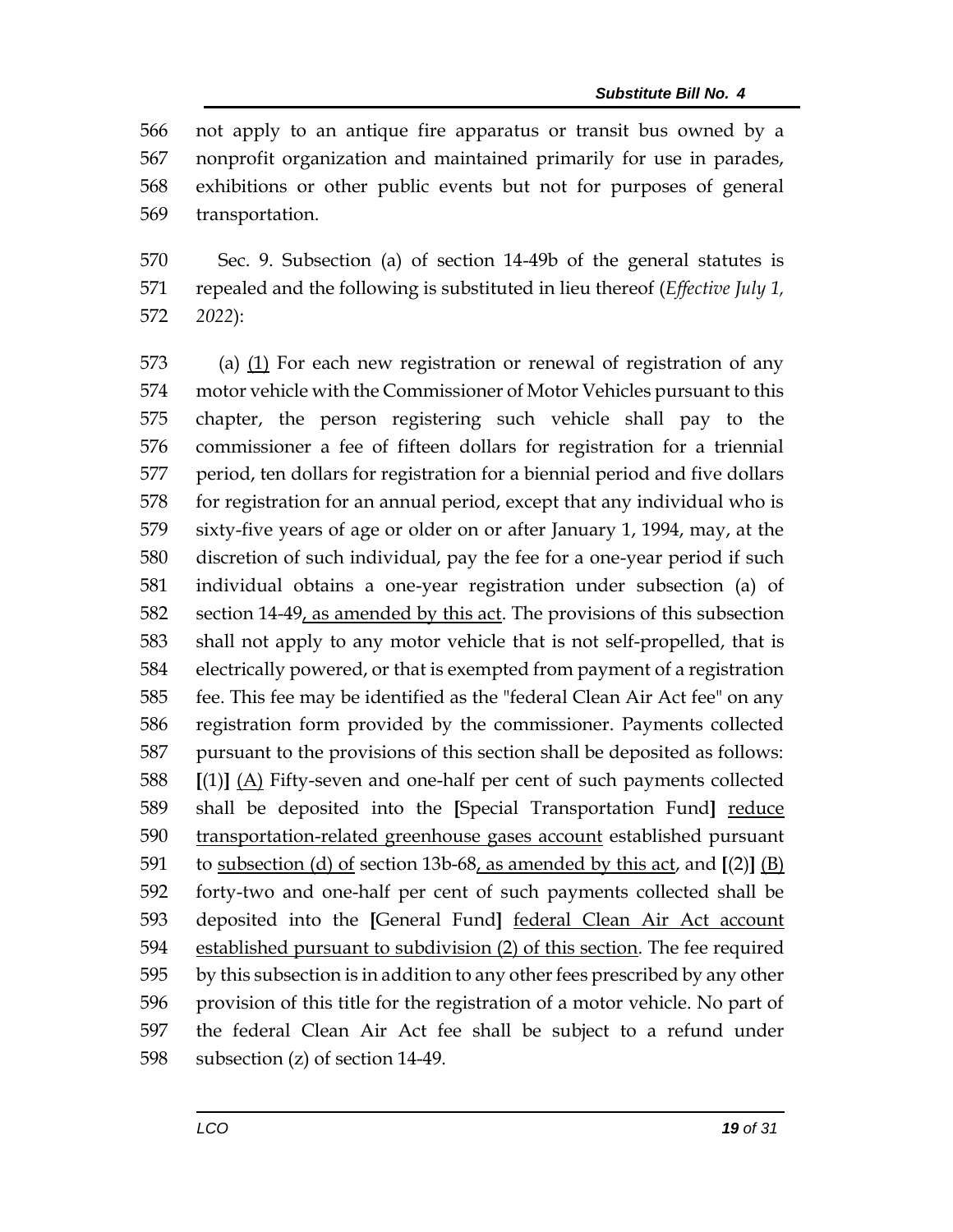not apply to an antique fire apparatus or transit bus owned by a nonprofit organization and maintained primarily for use in parades, exhibitions or other public events but not for purposes of general transportation.

Sec. 9. Subsection (a) of section 14-49b of the general statutes is repealed and the following is substituted in lieu thereof (*Effective July 1, 2022*):

(a) <u>(1)</u> For each new registration or renewal of registration of any motor vehicle with the Commissioner of Motor Vehicles pursuant to this chapter, the person registering such vehicle shall pay to the commissioner a fee of fifteen dollars for registration for a triennial period, ten dollars for registration for a biennial period and five dollars for registration for an annual period, except that any individual who is sixty-five years of age or older on or after January 1, 1994, may, at the discretion of such individual, pay the fee for a one-year period if such individual obtains a one-year registration under subsection (a) of section 14-49<u>, as amended by this act</u>. The provisions of this subsection shall not apply to any motor vehicle that is not self-propelled, that is electrically powered, or that is exempted from payment of a registration fee. This fee may be identified as the "federal Clean Air Act fee" on any registration form provided by the commissioner. Payments collected pursuant to the provisions of this section shall be deposited as follows: **[**(1)**]** <u>(A)</u> Fifty-seven and one-half per cent of such payments collected shall be deposited into the **[**Special Transportation Fund**]** <u>reduce transportation-related greenhouse gases account</u> established pursuant to <u>subsection (d) of</u> section 13b-68<u>, as amended by this act</u>, and **[**(2)**]** <u>(B)</u> forty-two and one-half per cent of such payments collected shall be deposited into the **[**General Fund**]** <u>federal Clean Air Act account established pursuant to subdivision (2) of this section</u>. The fee required by this subsection is in addition to any other fees prescribed by any other provision of this title for the registration of a motor vehicle. No part of the federal Clean Air Act fee shall be subject to a refund under subsection (z) of section 14-49.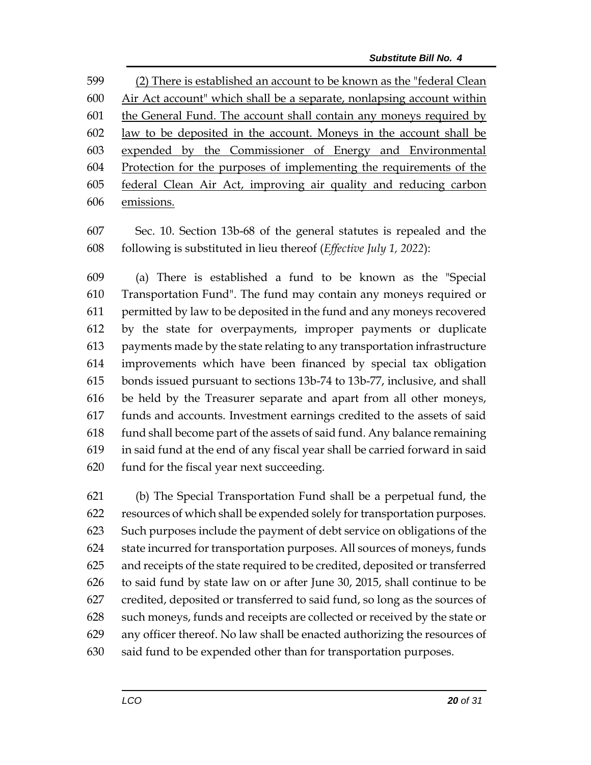(2) There is established an account to be known as the "federal Clean Air Act account" which shall be a separate, nonlapsing account within the General Fund. The account shall contain any moneys required by law to be deposited in the account. Moneys in the account shall be expended by the Commissioner of Energy and Environmental Protection for the purposes of implementing the requirements of the federal Clean Air Act, improving air quality and reducing carbon emissions.

Sec. 10. Section 13b-68 of the general statutes is repealed and the following is substituted in lieu thereof (*Effective July 1, 2022*):

(a) There is established a fund to be known as the "Special Transportation Fund". The fund may contain any moneys required or permitted by law to be deposited in the fund and any moneys recovered by the state for overpayments, improper payments or duplicate payments made by the state relating to any transportation infrastructure improvements which have been financed by special tax obligation bonds issued pursuant to sections 13b-74 to 13b-77, inclusive, and shall be held by the Treasurer separate and apart from all other moneys, funds and accounts. Investment earnings credited to the assets of said fund shall become part of the assets of said fund. Any balance remaining in said fund at the end of any fiscal year shall be carried forward in said fund for the fiscal year next succeeding.

(b) The Special Transportation Fund shall be a perpetual fund, the resources of which shall be expended solely for transportation purposes. Such purposes include the payment of debt service on obligations of the state incurred for transportation purposes. All sources of moneys, funds and receipts of the state required to be credited, deposited or transferred to said fund by state law on or after June 30, 2015, shall continue to be credited, deposited or transferred to said fund, so long as the sources of such moneys, funds and receipts are collected or received by the state or any officer thereof. No law shall be enacted authorizing the resources of said fund to be expended other than for transportation purposes.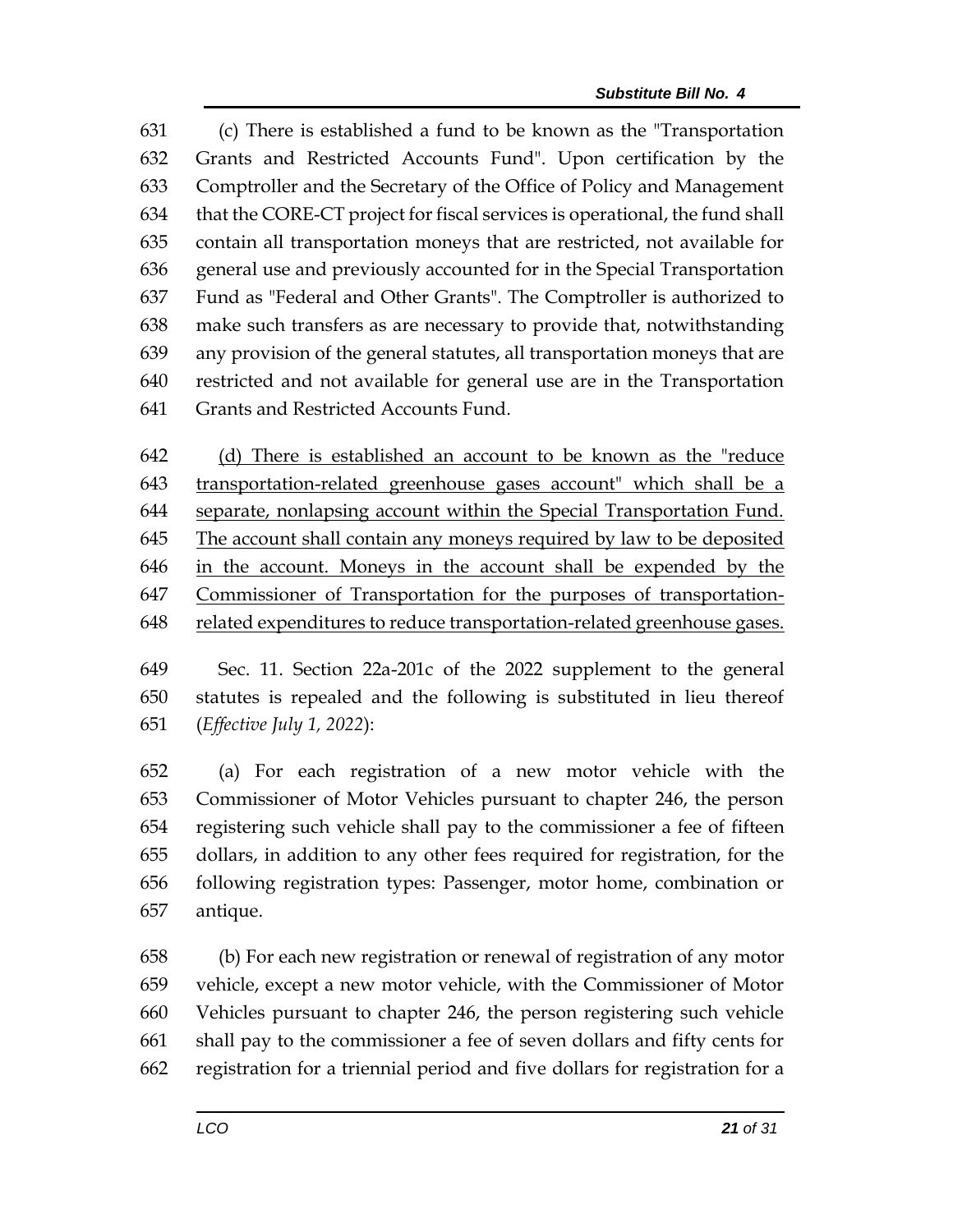(c) There is established a fund to be known as the "Transportation Grants and Restricted Accounts Fund". Upon certification by the Comptroller and the Secretary of the Office of Policy and Management that the CORE-CT project for fiscal services is operational, the fund shall contain all transportation moneys that are restricted, not available for general use and previously accounted for in the Special Transportation Fund as "Federal and Other Grants". The Comptroller is authorized to make such transfers as are necessary to provide that, notwithstanding any provision of the general statutes, all transportation moneys that are restricted and not available for general use are in the Transportation Grants and Restricted Accounts Fund.

<u>(d) There is established an account to be known as the "reduce transportation-related greenhouse gases account" which shall be a separate, nonlapsing account within the Special Transportation Fund. The account shall contain any moneys required by law to be deposited in the account. Moneys in the account shall be expended by the Commissioner of Transportation for the purposes of transportation-related expenditures to reduce transportation-related greenhouse gases.</u>

Sec. 11. Section 22a-201c of the 2022 supplement to the general statutes is repealed and the following is substituted in lieu thereof (*Effective July 1, 2022*):

(a) For each registration of a new motor vehicle with the Commissioner of Motor Vehicles pursuant to chapter 246, the person registering such vehicle shall pay to the commissioner a fee of fifteen dollars, in addition to any other fees required for registration, for the following registration types: Passenger, motor home, combination or antique.

(b) For each new registration or renewal of registration of any motor vehicle, except a new motor vehicle, with the Commissioner of Motor Vehicles pursuant to chapter 246, the person registering such vehicle shall pay to the commissioner a fee of seven dollars and fifty cents for registration for a triennial period and five dollars for registration for a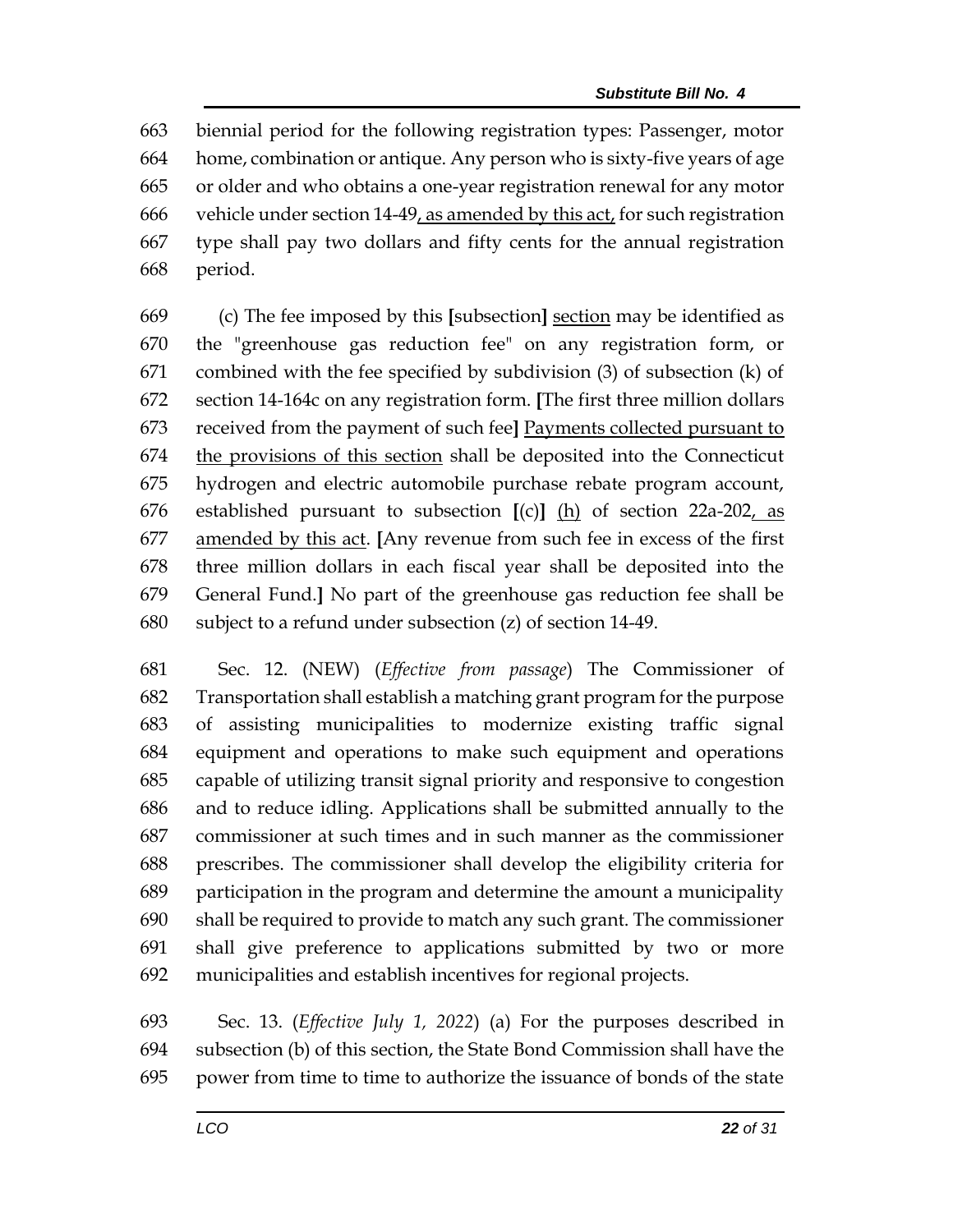biennial period for the following registration types: Passenger, motor home, combination or antique. Any person who is sixty-five years of age or older and who obtains a one-year registration renewal for any motor vehicle under section 14-49, as amended by this act, for such registration type shall pay two dollars and fifty cents for the annual registration period.

(c) The fee imposed by this [subsection] section may be identified as the "greenhouse gas reduction fee" on any registration form, or combined with the fee specified by subdivision (3) of subsection (k) of section 14-164c on any registration form. [The first three million dollars received from the payment of such fee] Payments collected pursuant to the provisions of this section shall be deposited into the Connecticut hydrogen and electric automobile purchase rebate program account, established pursuant to subsection [(c)] (h) of section 22a-202, as amended by this act. [Any revenue from such fee in excess of the first three million dollars in each fiscal year shall be deposited into the General Fund.] No part of the greenhouse gas reduction fee shall be subject to a refund under subsection (z) of section 14-49.

Sec. 12. (NEW) (*Effective from passage*) The Commissioner of Transportation shall establish a matching grant program for the purpose of assisting municipalities to modernize existing traffic signal equipment and operations to make such equipment and operations capable of utilizing transit signal priority and responsive to congestion and to reduce idling. Applications shall be submitted annually to the commissioner at such times and in such manner as the commissioner prescribes. The commissioner shall develop the eligibility criteria for participation in the program and determine the amount a municipality shall be required to provide to match any such grant. The commissioner shall give preference to applications submitted by two or more municipalities and establish incentives for regional projects.

Sec. 13. (*Effective July 1, 2022*) (a) For the purposes described in subsection (b) of this section, the State Bond Commission shall have the power from time to time to authorize the issuance of bonds of the state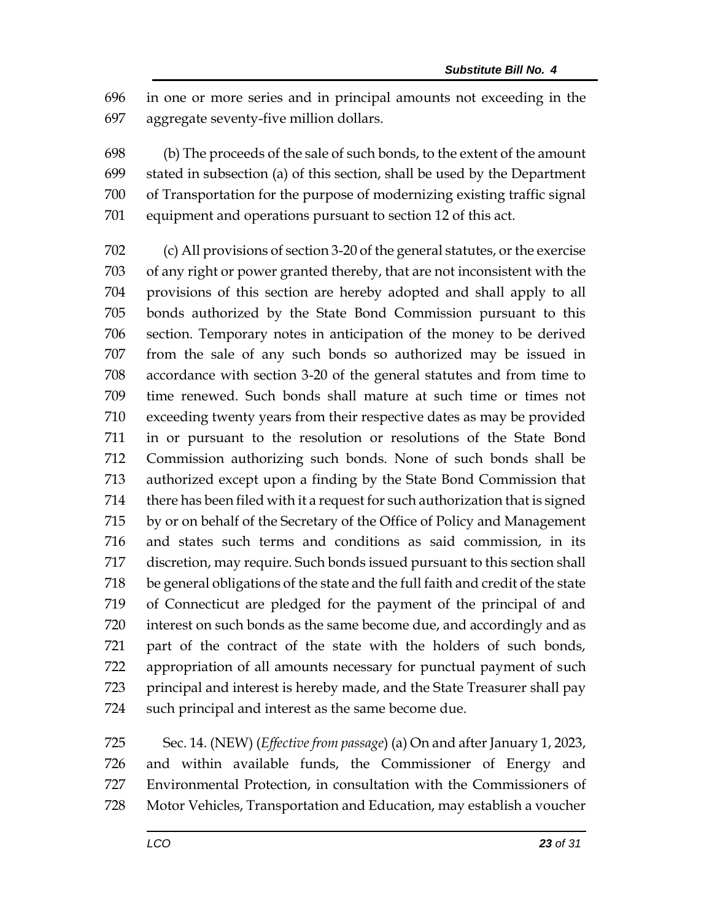in one or more series and in principal amounts not exceeding in the aggregate seventy-five million dollars.

(b) The proceeds of the sale of such bonds, to the extent of the amount stated in subsection (a) of this section, shall be used by the Department of Transportation for the purpose of modernizing existing traffic signal equipment and operations pursuant to section 12 of this act.

(c) All provisions of section 3-20 of the general statutes, or the exercise of any right or power granted thereby, that are not inconsistent with the provisions of this section are hereby adopted and shall apply to all bonds authorized by the State Bond Commission pursuant to this section. Temporary notes in anticipation of the money to be derived from the sale of any such bonds so authorized may be issued in accordance with section 3-20 of the general statutes and from time to time renewed. Such bonds shall mature at such time or times not exceeding twenty years from their respective dates as may be provided in or pursuant to the resolution or resolutions of the State Bond Commission authorizing such bonds. None of such bonds shall be authorized except upon a finding by the State Bond Commission that there has been filed with it a request for such authorization that is signed by or on behalf of the Secretary of the Office of Policy and Management and states such terms and conditions as said commission, in its discretion, may require. Such bonds issued pursuant to this section shall be general obligations of the state and the full faith and credit of the state of Connecticut are pledged for the payment of the principal of and interest on such bonds as the same become due, and accordingly and as part of the contract of the state with the holders of such bonds, appropriation of all amounts necessary for punctual payment of such principal and interest is hereby made, and the State Treasurer shall pay such principal and interest as the same become due.

Sec. 14. (NEW) (*Effective from passage*) (a) On and after January 1, 2023, and within available funds, the Commissioner of Energy and Environmental Protection, in consultation with the Commissioners of Motor Vehicles, Transportation and Education, may establish a voucher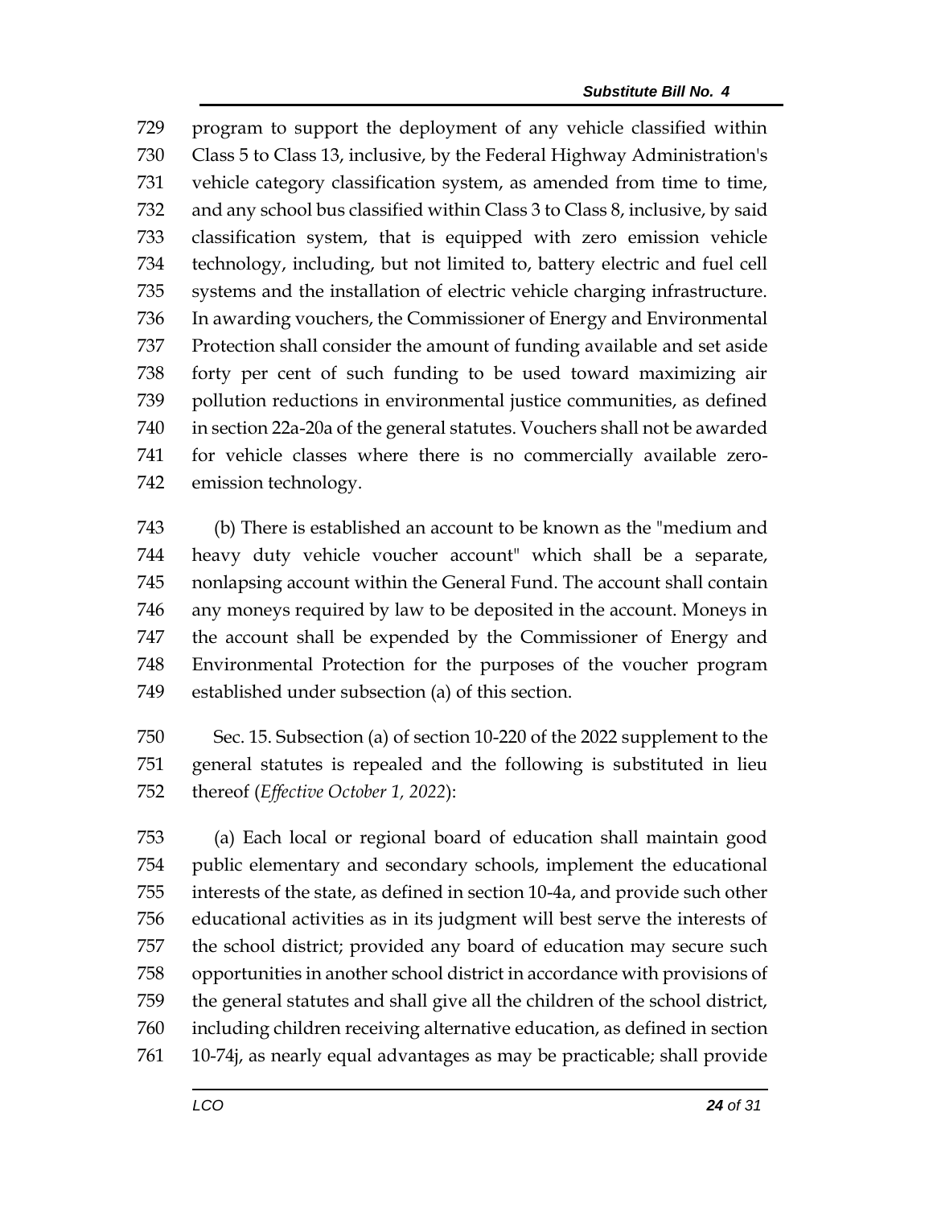program to support the deployment of any vehicle classified within Class 5 to Class 13, inclusive, by the Federal Highway Administration's vehicle category classification system, as amended from time to time, and any school bus classified within Class 3 to Class 8, inclusive, by said classification system, that is equipped with zero emission vehicle technology, including, but not limited to, battery electric and fuel cell systems and the installation of electric vehicle charging infrastructure. In awarding vouchers, the Commissioner of Energy and Environmental Protection shall consider the amount of funding available and set aside forty per cent of such funding to be used toward maximizing air pollution reductions in environmental justice communities, as defined in section 22a-20a of the general statutes. Vouchers shall not be awarded for vehicle classes where there is no commercially available zero-emission technology.

(b) There is established an account to be known as the "medium and heavy duty vehicle voucher account" which shall be a separate, nonlapsing account within the General Fund. The account shall contain any moneys required by law to be deposited in the account. Moneys in the account shall be expended by the Commissioner of Energy and Environmental Protection for the purposes of the voucher program established under subsection (a) of this section.

Sec. 15. Subsection (a) of section 10-220 of the 2022 supplement to the general statutes is repealed and the following is substituted in lieu thereof (*Effective October 1, 2022*):

(a) Each local or regional board of education shall maintain good public elementary and secondary schools, implement the educational interests of the state, as defined in section 10-4a, and provide such other educational activities as in its judgment will best serve the interests of the school district; provided any board of education may secure such opportunities in another school district in accordance with provisions of the general statutes and shall give all the children of the school district, including children receiving alternative education, as defined in section 10-74j, as nearly equal advantages as may be practicable; shall provide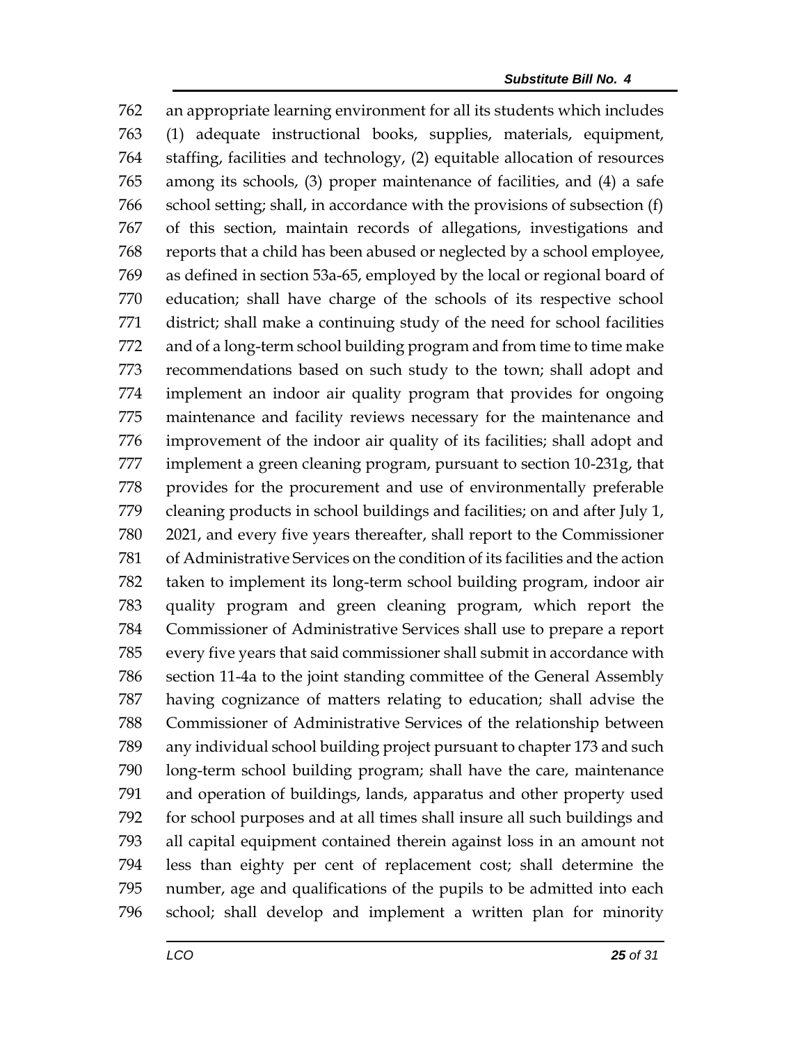an appropriate learning environment for all its students which includes (1) adequate instructional books, supplies, materials, equipment, staffing, facilities and technology, (2) equitable allocation of resources among its schools, (3) proper maintenance of facilities, and (4) a safe school setting; shall, in accordance with the provisions of subsection (f) of this section, maintain records of allegations, investigations and reports that a child has been abused or neglected by a school employee, as defined in section 53a-65, employed by the local or regional board of education; shall have charge of the schools of its respective school district; shall make a continuing study of the need for school facilities and of a long-term school building program and from time to time make recommendations based on such study to the town; shall adopt and implement an indoor air quality program that provides for ongoing maintenance and facility reviews necessary for the maintenance and improvement of the indoor air quality of its facilities; shall adopt and implement a green cleaning program, pursuant to section 10-231g, that provides for the procurement and use of environmentally preferable cleaning products in school buildings and facilities; on and after July 1, 2021, and every five years thereafter, shall report to the Commissioner of Administrative Services on the condition of its facilities and the action taken to implement its long-term school building program, indoor air quality program and green cleaning program, which report the Commissioner of Administrative Services shall use to prepare a report every five years that said commissioner shall submit in accordance with section 11-4a to the joint standing committee of the General Assembly having cognizance of matters relating to education; shall advise the Commissioner of Administrative Services of the relationship between any individual school building project pursuant to chapter 173 and such long-term school building program; shall have the care, maintenance and operation of buildings, lands, apparatus and other property used for school purposes and at all times shall insure all such buildings and all capital equipment contained therein against loss in an amount not less than eighty per cent of replacement cost; shall determine the number, age and qualifications of the pupils to be admitted into each school; shall develop and implement a written plan for minority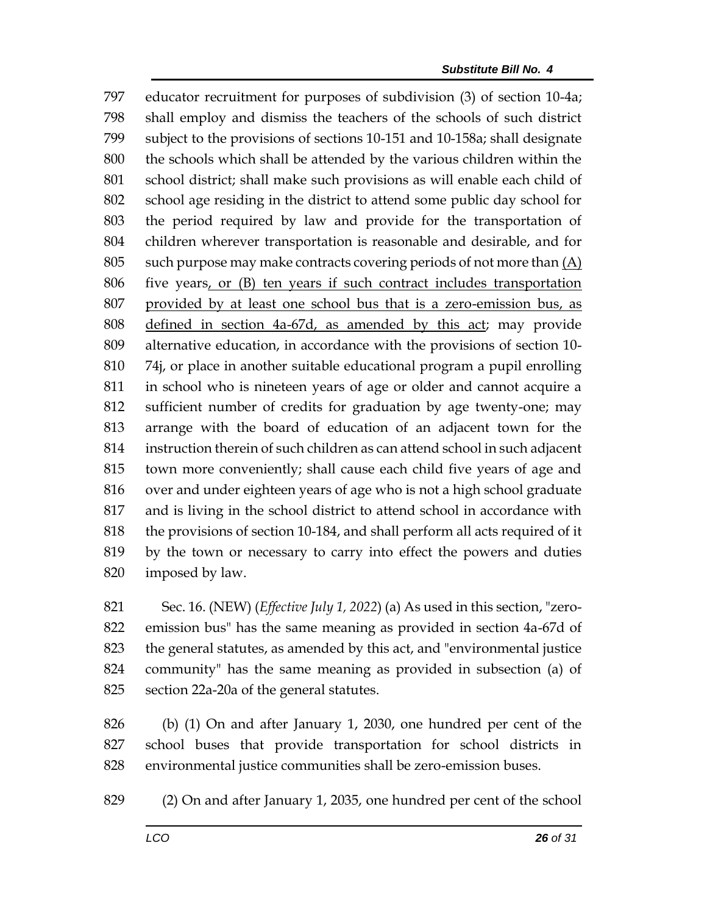educator recruitment for purposes of subdivision (3) of section 10-4a; shall employ and dismiss the teachers of the schools of such district subject to the provisions of sections 10-151 and 10-158a; shall designate the schools which shall be attended by the various children within the school district; shall make such provisions as will enable each child of school age residing in the district to attend some public day school for the period required by law and provide for the transportation of children wherever transportation is reasonable and desirable, and for such purpose may make contracts covering periods of not more than (A) five years, or (B) ten years if such contract includes transportation provided by at least one school bus that is a zero-emission bus, as defined in section 4a-67d, as amended by this act; may provide alternative education, in accordance with the provisions of section 10-74j, or place in another suitable educational program a pupil enrolling in school who is nineteen years of age or older and cannot acquire a sufficient number of credits for graduation by age twenty-one; may arrange with the board of education of an adjacent town for the instruction therein of such children as can attend school in such adjacent town more conveniently; shall cause each child five years of age and over and under eighteen years of age who is not a high school graduate and is living in the school district to attend school in accordance with the provisions of section 10-184, and shall perform all acts required of it by the town or necessary to carry into effect the powers and duties imposed by law.

Sec. 16. (NEW) (*Effective July 1, 2022*) (a) As used in this section, "zero-emission bus" has the same meaning as provided in section 4a-67d of the general statutes, as amended by this act, and "environmental justice community" has the same meaning as provided in subsection (a) of section 22a-20a of the general statutes.

(b) (1) On and after January 1, 2030, one hundred per cent of the school buses that provide transportation for school districts in environmental justice communities shall be zero-emission buses.

(2) On and after January 1, 2035, one hundred per cent of the school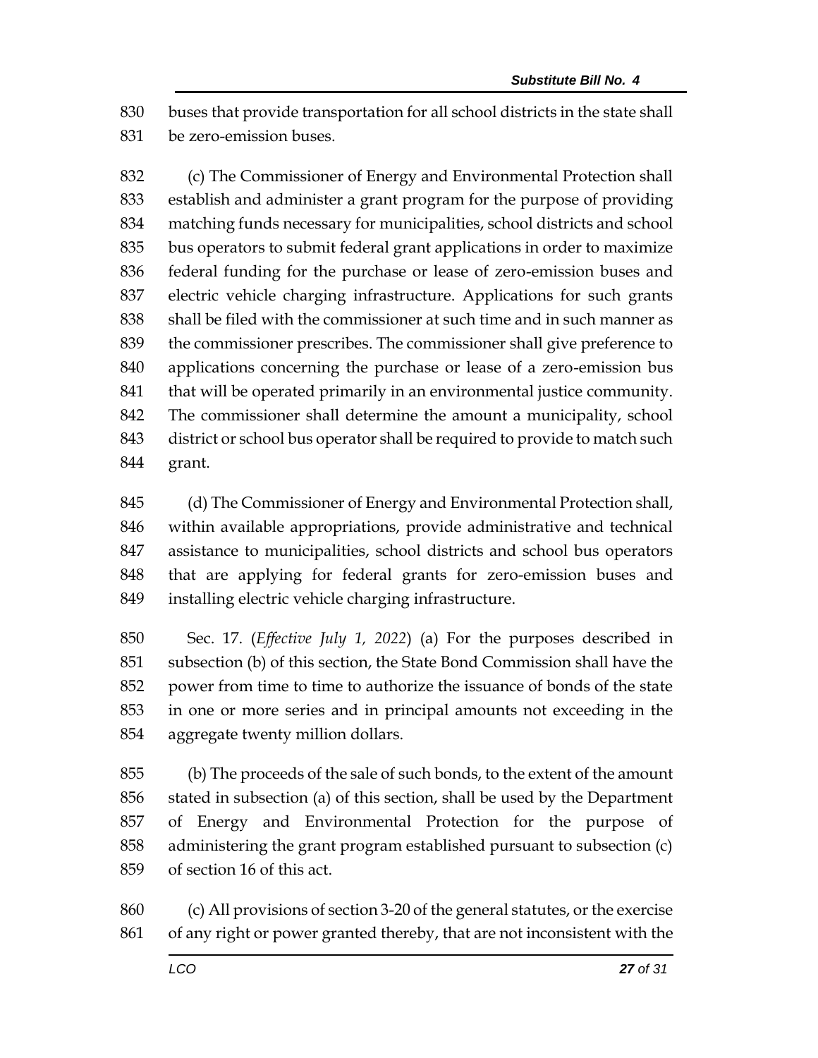buses that provide transportation for all school districts in the state shall be zero-emission buses.

(c) The Commissioner of Energy and Environmental Protection shall establish and administer a grant program for the purpose of providing matching funds necessary for municipalities, school districts and school bus operators to submit federal grant applications in order to maximize federal funding for the purchase or lease of zero-emission buses and electric vehicle charging infrastructure. Applications for such grants shall be filed with the commissioner at such time and in such manner as the commissioner prescribes. The commissioner shall give preference to applications concerning the purchase or lease of a zero-emission bus that will be operated primarily in an environmental justice community. The commissioner shall determine the amount a municipality, school district or school bus operator shall be required to provide to match such grant.

(d) The Commissioner of Energy and Environmental Protection shall, within available appropriations, provide administrative and technical assistance to municipalities, school districts and school bus operators that are applying for federal grants for zero-emission buses and installing electric vehicle charging infrastructure.

Sec. 17. (*Effective July 1, 2022*) (a) For the purposes described in subsection (b) of this section, the State Bond Commission shall have the power from time to time to authorize the issuance of bonds of the state in one or more series and in principal amounts not exceeding in the aggregate twenty million dollars.

(b) The proceeds of the sale of such bonds, to the extent of the amount stated in subsection (a) of this section, shall be used by the Department of Energy and Environmental Protection for the purpose of administering the grant program established pursuant to subsection (c) of section 16 of this act.

(c) All provisions of section 3-20 of the general statutes, or the exercise of any right or power granted thereby, that are not inconsistent with the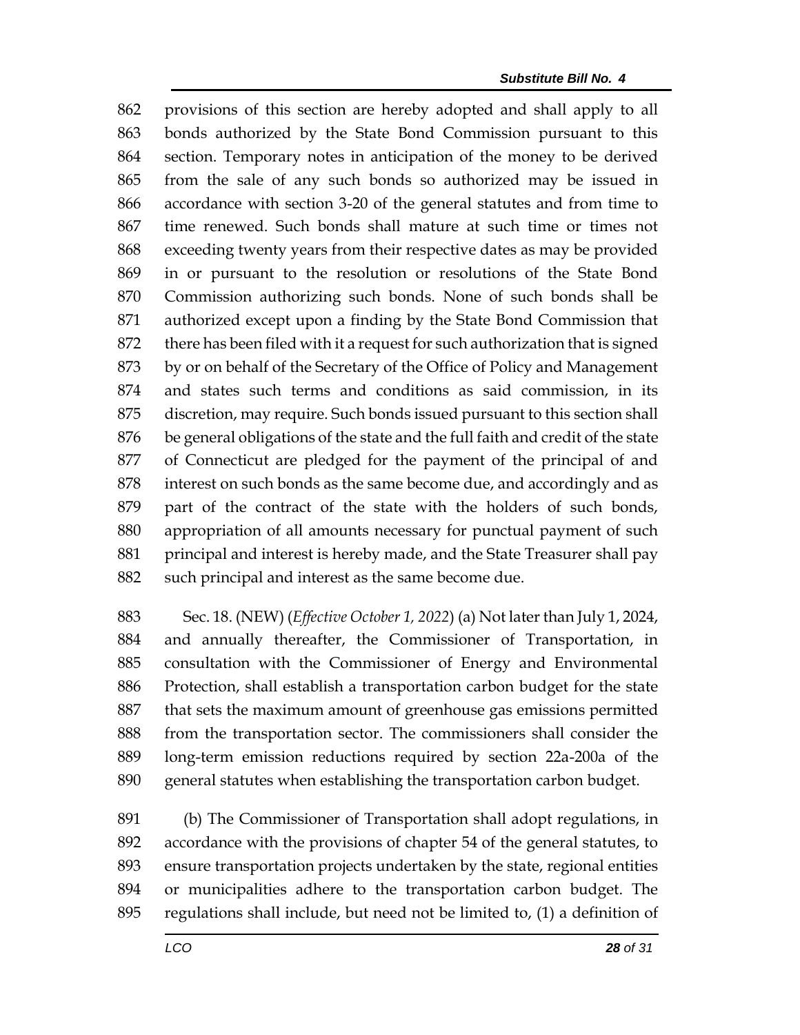provisions of this section are hereby adopted and shall apply to all bonds authorized by the State Bond Commission pursuant to this section. Temporary notes in anticipation of the money to be derived from the sale of any such bonds so authorized may be issued in accordance with section 3-20 of the general statutes and from time to time renewed. Such bonds shall mature at such time or times not exceeding twenty years from their respective dates as may be provided in or pursuant to the resolution or resolutions of the State Bond Commission authorizing such bonds. None of such bonds shall be authorized except upon a finding by the State Bond Commission that there has been filed with it a request for such authorization that is signed by or on behalf of the Secretary of the Office of Policy and Management and states such terms and conditions as said commission, in its discretion, may require. Such bonds issued pursuant to this section shall be general obligations of the state and the full faith and credit of the state of Connecticut are pledged for the payment of the principal of and interest on such bonds as the same become due, and accordingly and as part of the contract of the state with the holders of such bonds, appropriation of all amounts necessary for punctual payment of such principal and interest is hereby made, and the State Treasurer shall pay such principal and interest as the same become due.

Sec. 18. (NEW) (*Effective October 1, 2022*) (a) Not later than July 1, 2024, and annually thereafter, the Commissioner of Transportation, in consultation with the Commissioner of Energy and Environmental Protection, shall establish a transportation carbon budget for the state that sets the maximum amount of greenhouse gas emissions permitted from the transportation sector. The commissioners shall consider the long-term emission reductions required by section 22a-200a of the general statutes when establishing the transportation carbon budget.

(b) The Commissioner of Transportation shall adopt regulations, in accordance with the provisions of chapter 54 of the general statutes, to ensure transportation projects undertaken by the state, regional entities or municipalities adhere to the transportation carbon budget. The regulations shall include, but need not be limited to, (1) a definition of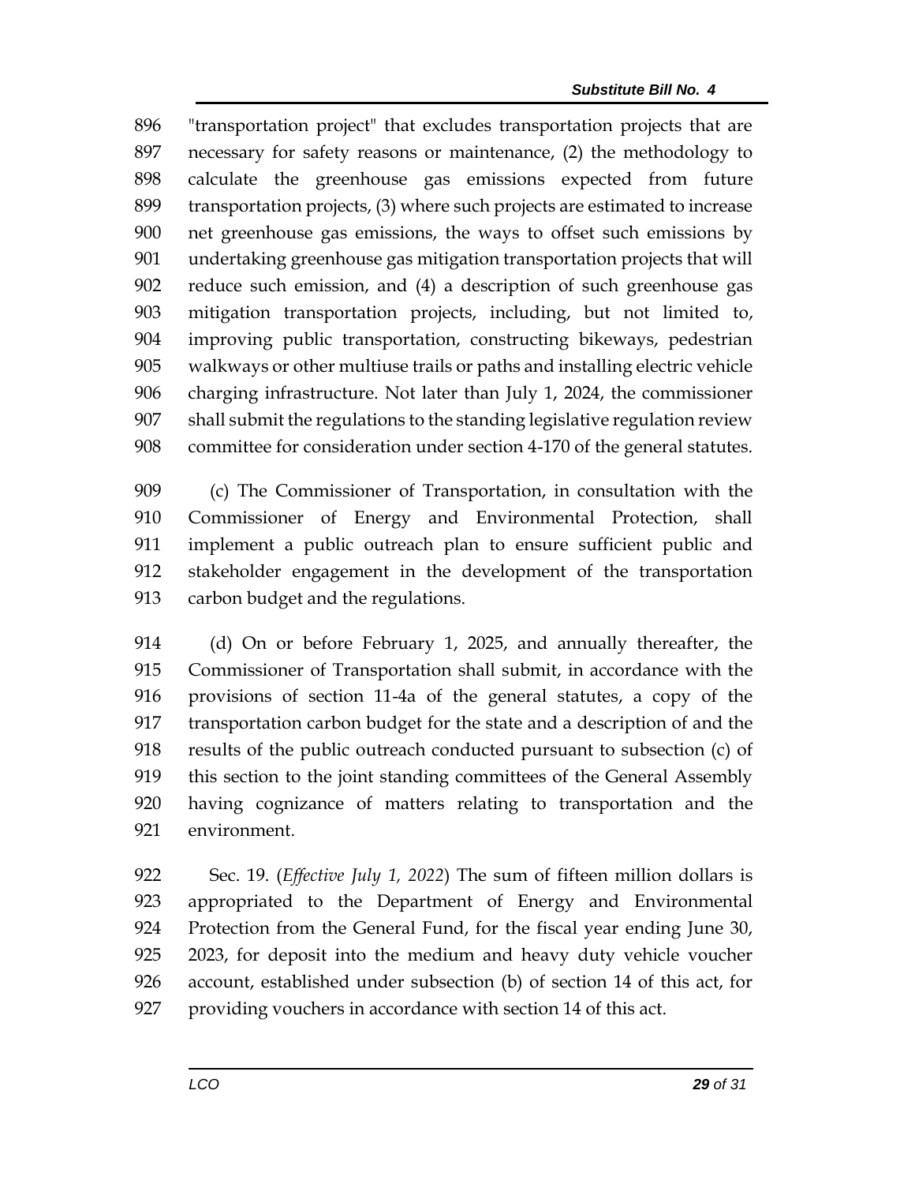"transportation project" that excludes transportation projects that are necessary for safety reasons or maintenance, (2) the methodology to calculate the greenhouse gas emissions expected from future transportation projects, (3) where such projects are estimated to increase net greenhouse gas emissions, the ways to offset such emissions by undertaking greenhouse gas mitigation transportation projects that will reduce such emission, and (4) a description of such greenhouse gas mitigation transportation projects, including, but not limited to, improving public transportation, constructing bikeways, pedestrian walkways or other multiuse trails or paths and installing electric vehicle charging infrastructure. Not later than July 1, 2024, the commissioner shall submit the regulations to the standing legislative regulation review committee for consideration under section 4-170 of the general statutes.

(c) The Commissioner of Transportation, in consultation with the Commissioner of Energy and Environmental Protection, shall implement a public outreach plan to ensure sufficient public and stakeholder engagement in the development of the transportation carbon budget and the regulations.

(d) On or before February 1, 2025, and annually thereafter, the Commissioner of Transportation shall submit, in accordance with the provisions of section 11-4a of the general statutes, a copy of the transportation carbon budget for the state and a description of and the results of the public outreach conducted pursuant to subsection (c) of this section to the joint standing committees of the General Assembly having cognizance of matters relating to transportation and the environment.

Sec. 19. (*Effective July 1, 2022*) The sum of fifteen million dollars is appropriated to the Department of Energy and Environmental Protection from the General Fund, for the fiscal year ending June 30, 2023, for deposit into the medium and heavy duty vehicle voucher account, established under subsection (b) of section 14 of this act, for providing vouchers in accordance with section 14 of this act.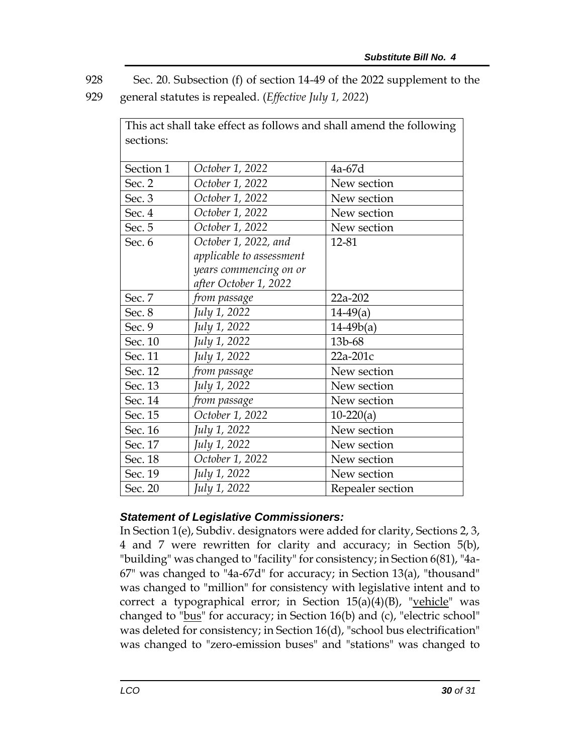928 Sec. 20. Subsection (f) of section 14-49 of the 2022 supplement to the
929 general statutes is repealed. (*Effective July 1, 2022*)

| This act shall take effect as follows and shall amend the following sections: | | |
|---|---|---|
| Section 1 | *October 1, 2022* | 4a-67d |
| Sec. 2 | *October 1, 2022* | New section |
| Sec. 3 | *October 1, 2022* | New section |
| Sec. 4 | *October 1, 2022* | New section |
| Sec. 5 | *October 1, 2022* | New section |
| Sec. 6 | *October 1, 2022, and applicable to assessment years commencing on or after October 1, 2022* | 12-81 |
| Sec. 7 | *from passage* | 22a-202 |
| Sec. 8 | *July 1, 2022* | 14-49(a) |
| Sec. 9 | *July 1, 2022* | 14-49b(a) |
| Sec. 10 | *July 1, 2022* | 13b-68 |
| Sec. 11 | *July 1, 2022* | 22a-201c |
| Sec. 12 | *from passage* | New section |
| Sec. 13 | *July 1, 2022* | New section |
| Sec. 14 | *from passage* | New section |
| Sec. 15 | *October 1, 2022* | 10-220(a) |
| Sec. 16 | *July 1, 2022* | New section |
| Sec. 17 | *July 1, 2022* | New section |
| Sec. 18 | *October 1, 2022* | New section |
| Sec. 19 | *July 1, 2022* | New section |
| Sec. 20 | *July 1, 2022* | Repealer section |

### *Statement of Legislative Commissioners:*

In Section 1(e), Subdiv. designators were added for clarity, Sections 2, 3, 4 and 7 were rewritten for clarity and accuracy; in Section 5(b), "building" was changed to "facility" for consistency; in Section 6(81), "4a-67" was changed to "4a-67d" for accuracy; in Section 13(a), "thousand" was changed to "million" for consistency with legislative intent and to correct a typographical error; in Section 15(a)(4)(B), "<u>vehicle</u>" was changed to "<u>bus</u>" for accuracy; in Section 16(b) and (c), "electric school" was deleted for consistency; in Section 16(d), "school bus electrification" was changed to "zero-emission buses" and "stations" was changed to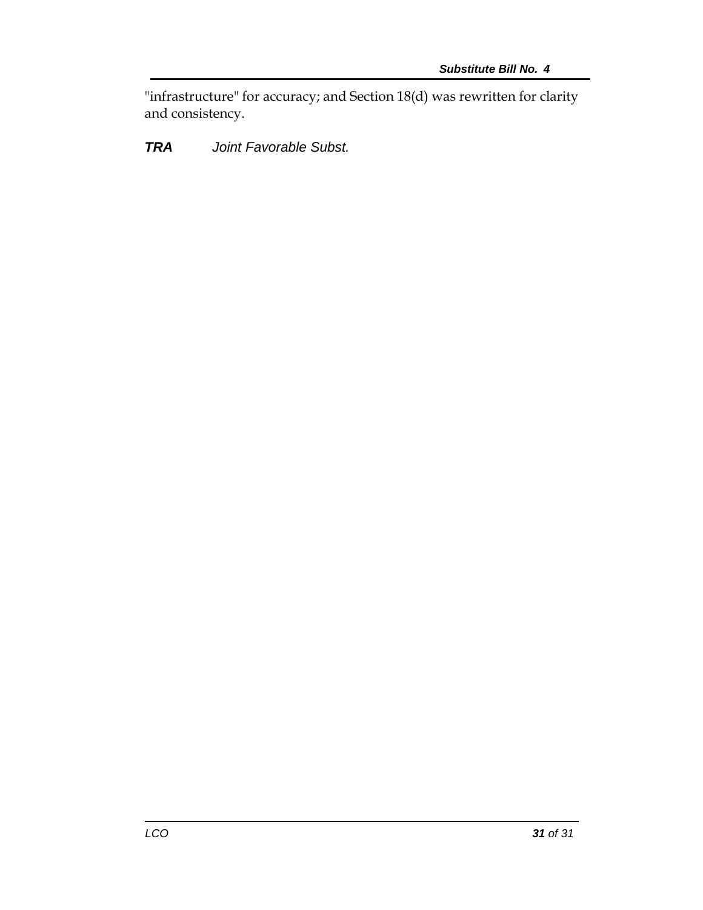"infrastructure" for accuracy; and Section 18(d) was rewritten for clarity and consistency.

***TRA*** *Joint Favorable Subst.*